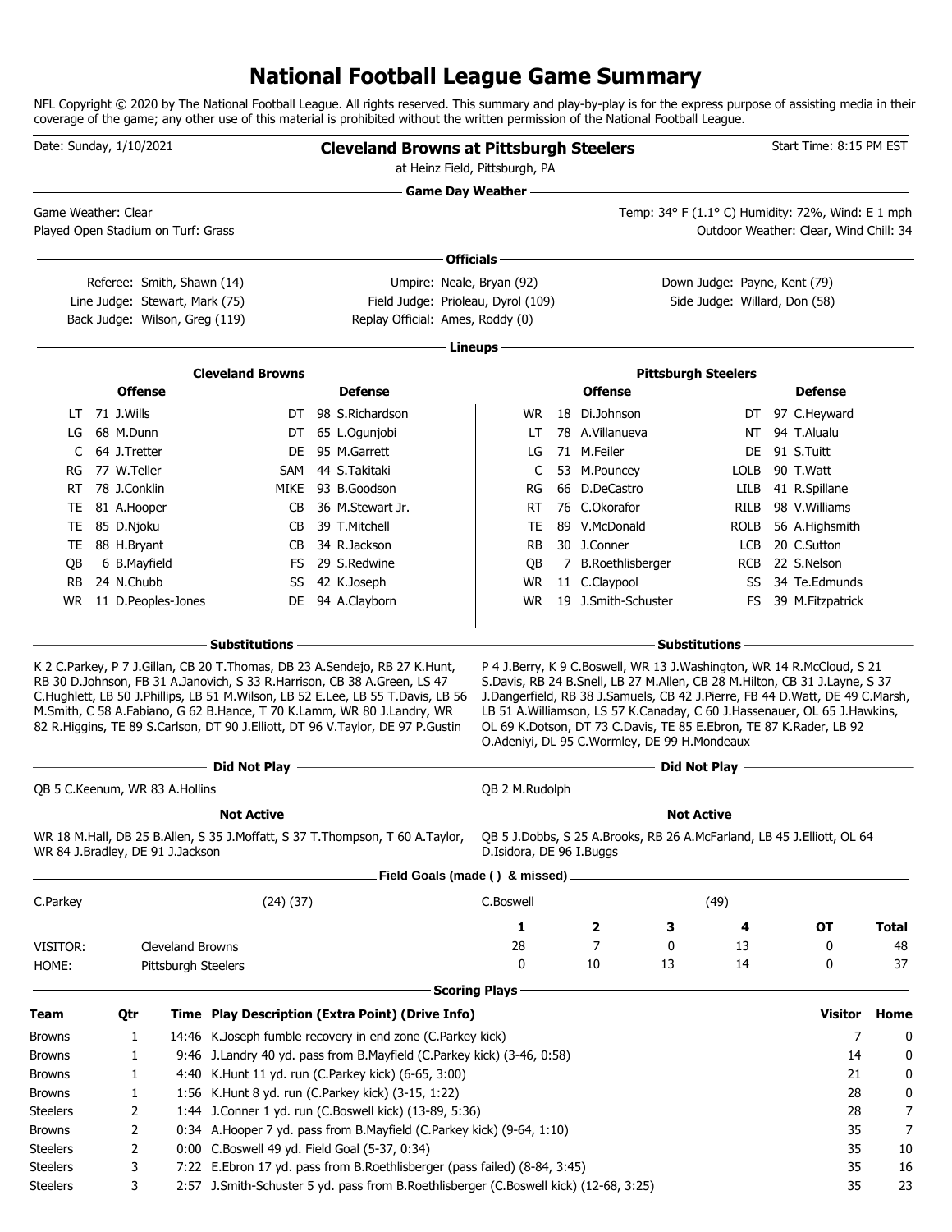# National Football League Game Summary

NFL Copyright © 2020 by The National Football League. All rights reserved. This summary and play-by-play is for the express purpose of assisting media in their coverage of the game; any other use of this material is prohibited without the written permission of the National Football League.

Date: Sunday, 1/10/2021

**Cleveland Browns at Pittsburgh Steelers**
at Heinz Field, Pittsburgh, PA

Start Time: 8:15 PM EST

## Game Day Weather

Game Weather: Clear
Played Open Stadium on Turf: Grass

Temp: 34° F (1.1° C) Humidity: 72%, Wind: E 1 mph
Outdoor Weather: Clear, Wind Chill: 34

## Officials

| | | |
|---|---|---|
| Referee: Smith, Shawn (14) | Umpire: Neale, Bryan (92) | Down Judge: Payne, Kent (79) |
| Line Judge: Stewart, Mark (75) | Field Judge: Prioleau, Dyrol (109) | Side Judge: Willard, Don (58) |
| Back Judge: Wilson, Greg (119) | Replay Official: Ames, Roddy (0) | |

## Lineups

### Cleveland Browns

| Offense | | | Defense | | |
|---|---|---|---|---|---|
| LT | 71 | J.Wills | DT | 98 | S.Richardson |
| LG | 68 | M.Dunn | DT | 65 | L.Ogunjobi |
| C | 64 | J.Tretter | DE | 95 | M.Garrett |
| RG | 77 | W.Teller | SAM | 44 | S.Takitaki |
| RT | 78 | J.Conklin | MIKE | 93 | B.Goodson |
| TE | 81 | A.Hooper | CB | 36 | M.Stewart Jr. |
| TE | 85 | D.Njoku | CB | 39 | T.Mitchell |
| TE | 88 | H.Bryant | CB | 34 | R.Jackson |
| QB | 6 | B.Mayfield | FS | 29 | S.Redwine |
| RB | 24 | N.Chubb | SS | 42 | K.Joseph |
| WR | 11 | D.Peoples-Jones | DE | 94 | A.Clayborn |

### Pittsburgh Steelers

| Offense | | | Defense | | |
|---|---|---|---|---|---|
| WR | 18 | Di.Johnson | DT | 97 | C.Heyward |
| LT | 78 | A.Villanueva | NT | 94 | T.Alualu |
| LG | 71 | M.Feiler | DE | 91 | S.Tuitt |
| C | 53 | M.Pouncey | LOLB | 90 | T.Watt |
| RG | 66 | D.DeCastro | LILB | 41 | R.Spillane |
| RT | 76 | C.Okorafor | RILB | 98 | V.Williams |
| TE | 89 | V.McDonald | ROLB | 56 | A.Highsmith |
| RB | 30 | J.Conner | LCB | 20 | C.Sutton |
| QB | 7 | B.Roethlisberger | RCB | 22 | S.Nelson |
| WR | 11 | C.Claypool | SS | 34 | Te.Edmunds |
| WR | 19 | J.Smith-Schuster | FS | 39 | M.Fitzpatrick |

## Substitutions

**Cleveland Browns:** K 2 C.Parkey, P 7 J.Gillan, CB 20 T.Thomas, DB 23 A.Sendejo, RB 27 K.Hunt, RB 30 D.Johnson, FB 31 A.Janovich, S 33 R.Harrison, CB 38 A.Green, LS 47 C.Hughlett, LB 50 J.Phillips, LB 51 M.Wilson, LB 52 E.Lee, LB 55 T.Davis, LB 56 M.Smith, C 58 A.Fabiano, G 62 B.Hance, T 70 K.Lamm, WR 80 J.Landry, WR 82 R.Higgins, TE 89 S.Carlson, DT 90 J.Elliott, DT 96 V.Taylor, DE 97 P.Gustin

**Pittsburgh Steelers:** P 4 J.Berry, K 9 C.Boswell, WR 13 J.Washington, WR 14 R.McCloud, S 21 S.Davis, RB 24 B.Snell, LB 27 M.Allen, CB 28 M.Hilton, CB 31 J.Layne, S 37 J.Dangerfield, RB 38 J.Samuels, CB 42 J.Pierre, FB 44 D.Watt, DE 49 C.Marsh, LB 51 A.Williamson, LS 57 K.Canaday, C 60 J.Hassenauer, OL 65 J.Hawkins, OL 69 K.Dotson, DT 73 C.Davis, TE 85 E.Ebron, TE 87 K.Rader, LB 92 O.Adeniyi, DL 95 C.Wormley, DE 99 H.Mondeaux

## Did Not Play

**Cleveland Browns:** QB 5 C.Keenum, WR 83 A.Hollins

**Pittsburgh Steelers:** QB 2 M.Rudolph

## Not Active

**Cleveland Browns:** WR 18 M.Hall, DB 25 B.Allen, S 35 J.Moffatt, S 37 T.Thompson, T 60 A.Taylor, WR 84 J.Bradley, DE 91 J.Jackson

**Pittsburgh Steelers:** QB 5 J.Dobbs, S 25 A.Brooks, RB 26 A.McFarland, LB 45 J.Elliott, OL 64 D.Isidora, DE 96 I.Buggs

## Field Goals (made ( ) & missed)

C.Parkey (24) (37)

C.Boswell (49)

| | | 1 | 2 | 3 | 4 | OT | Total |
|---|---|---|---|---|---|---|---|
| VISITOR: | Cleveland Browns | 28 | 7 | 0 | 13 | 0 | 48 |
| HOME: | Pittsburgh Steelers | 0 | 10 | 13 | 14 | 0 | 37 |

## Scoring Plays

| Team | Qtr | Time | Play Description (Extra Point) (Drive Info) | Visitor | Home |
|---|---|---|---|---|---|
| Browns | 1 | 14:46 | K.Joseph fumble recovery in end zone (C.Parkey kick) | 7 | 0 |
| Browns | 1 | 9:46 | J.Landry 40 yd. pass from B.Mayfield (C.Parkey kick) (3-46, 0:58) | 14 | 0 |
| Browns | 1 | 4:40 | K.Hunt 11 yd. run (C.Parkey kick) (6-65, 3:00) | 21 | 0 |
| Browns | 1 | 1:56 | K.Hunt 8 yd. run (C.Parkey kick) (3-15, 1:22) | 28 | 0 |
| Steelers | 2 | 1:44 | J.Conner 1 yd. run (C.Boswell kick) (13-89, 5:36) | 28 | 7 |
| Browns | 2 | 0:34 | A.Hooper 7 yd. pass from B.Mayfield (C.Parkey kick) (9-64, 1:10) | 35 | 7 |
| Steelers | 2 | 0:00 | C.Boswell 49 yd. Field Goal (5-37, 0:34) | 35 | 10 |
| Steelers | 3 | 7:22 | E.Ebron 17 yd. pass from B.Roethlisberger (pass failed) (8-84, 3:45) | 35 | 16 |
| Steelers | 3 | 2:57 | J.Smith-Schuster 5 yd. pass from B.Roethlisberger (C.Boswell kick) (12-68, 3:25) | 35 | 23 |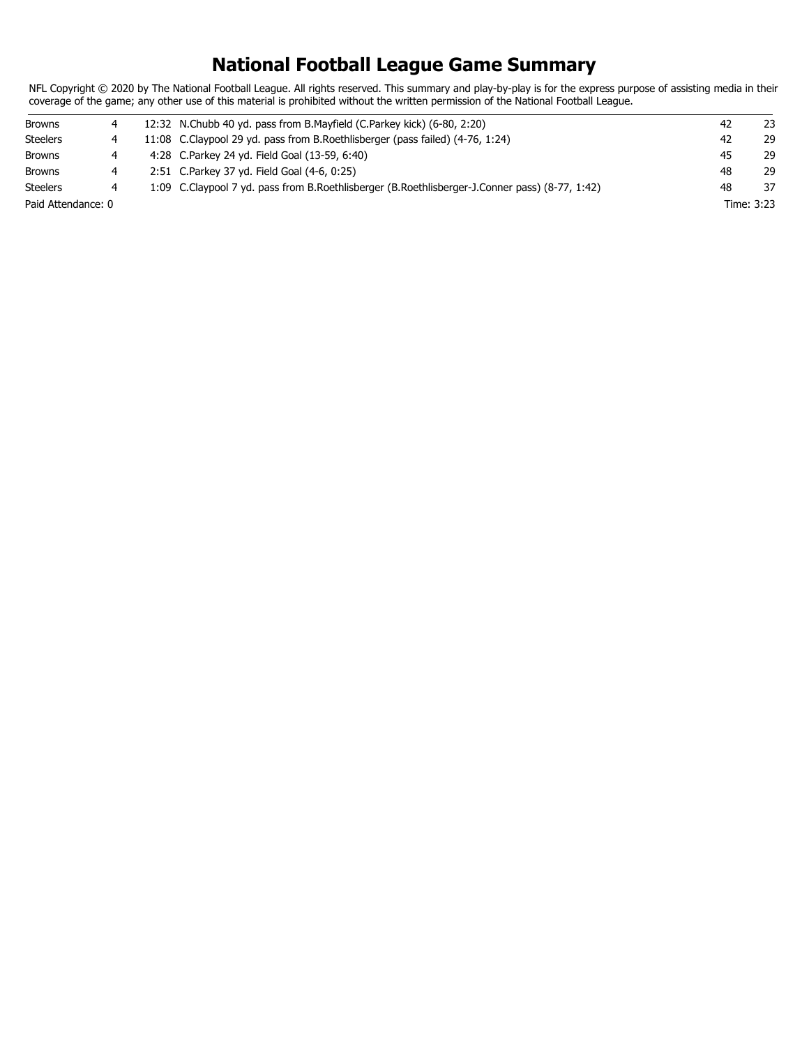# National Football League Game Summary

NFL Copyright © 2020 by The National Football League. All rights reserved. This summary and play-by-play is for the express purpose of assisting media in their coverage of the game; any other use of this material is prohibited without the written permission of the National Football League.

| | | | | |
|---|---|---|---|---|
| Browns | 4 | 12:32 N.Chubb 40 yd. pass from B.Mayfield (C.Parkey kick) (6-80, 2:20) | 42 | 23 |
| Steelers | 4 | 11:08 C.Claypool 29 yd. pass from B.Roethlisberger (pass failed) (4-76, 1:24) | 42 | 29 |
| Browns | 4 | 4:28 C.Parkey 24 yd. Field Goal (13-59, 6:40) | 45 | 29 |
| Browns | 4 | 2:51 C.Parkey 37 yd. Field Goal (4-6, 0:25) | 48 | 29 |
| Steelers | 4 | 1:09 C.Claypool 7 yd. pass from B.Roethlisberger (B.Roethlisberger-J.Conner pass) (8-77, 1:42) | 48 | 37 |

Paid Attendance: 0

Time: 3:23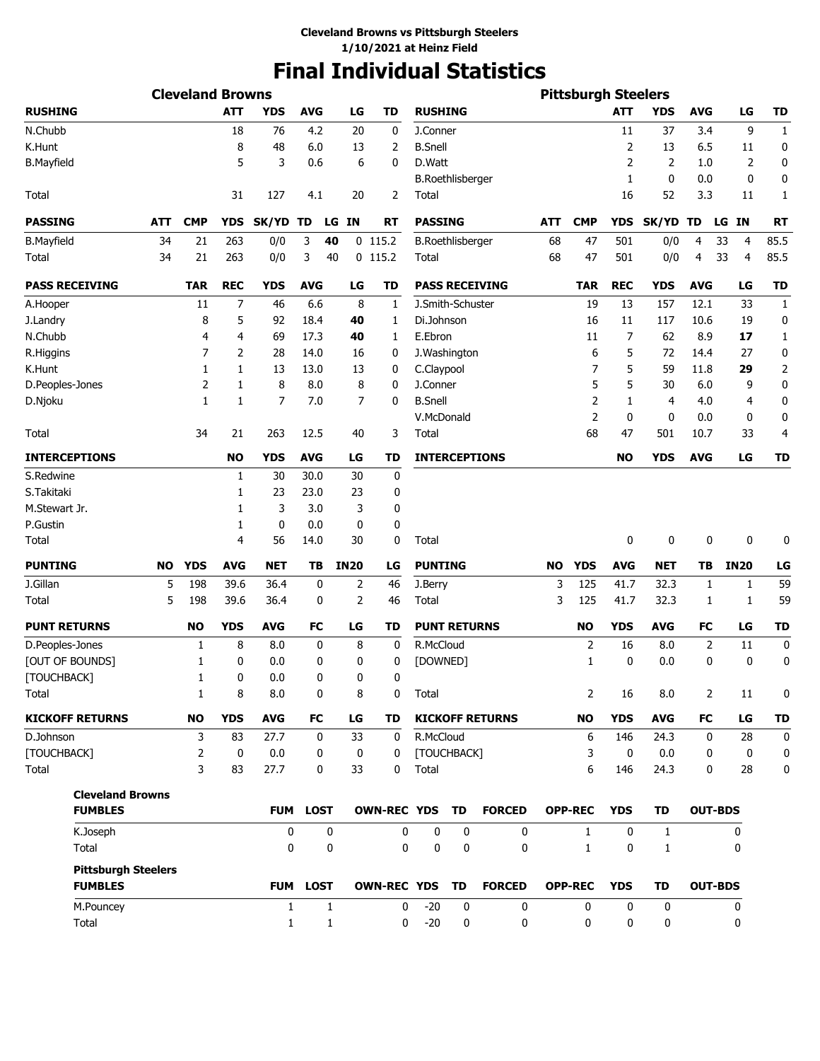**Cleveland Browns vs Pittsburgh Steelers**
**1/10/2021 at Heinz Field**

# Final Individual Statistics

## Cleveland Browns

| RUSHING | ATT | YDS | AVG | LG | TD |
|---|---|---|---|---|---|
| N.Chubb | 18 | 76 | 4.2 | 20 | 0 |
| K.Hunt | 8 | 48 | 6.0 | 13 | 2 |
| B.Mayfield | 5 | 3 | 0.6 | 6 | 0 |
| Total | 31 | 127 | 4.1 | 20 | 2 |

| PASSING | ATT | CMP | YDS | SK/YD | TD | LG | IN | RT |
|---|---|---|---|---|---|---|---|---|
| B.Mayfield | 34 | 21 | 263 | 0/0 | 3 | **40** | 0 | 115.2 |
| Total | 34 | 21 | 263 | 0/0 | 3 | 40 | 0 | 115.2 |

| PASS RECEIVING | TAR | REC | YDS | AVG | LG | TD |
|---|---|---|---|---|---|---|
| A.Hooper | 11 | 7 | 46 | 6.6 | 8 | 1 |
| J.Landry | 8 | 5 | 92 | 18.4 | **40** | 1 |
| N.Chubb | 4 | 4 | 69 | 17.3 | **40** | 1 |
| R.Higgins | 7 | 2 | 28 | 14.0 | 16 | 0 |
| K.Hunt | 1 | 1 | 13 | 13.0 | 13 | 0 |
| D.Peoples-Jones | 2 | 1 | 8 | 8.0 | 8 | 0 |
| D.Njoku | 1 | 1 | 7 | 7.0 | 7 | 0 |
| Total | 34 | 21 | 263 | 12.5 | 40 | 3 |

| INTERCEPTIONS | NO | YDS | AVG | LG | TD |
|---|---|---|---|---|---|
| S.Redwine | 1 | 30 | 30.0 | 30 | 0 |
| S.Takitaki | 1 | 23 | 23.0 | 23 | 0 |
| M.Stewart Jr. | 1 | 3 | 3.0 | 3 | 0 |
| P.Gustin | 1 | 0 | 0.0 | 0 | 0 |
| Total | 4 | 56 | 14.0 | 30 | 0 |

| PUNTING | NO | YDS | AVG | NET | TB | IN20 | LG |
|---|---|---|---|---|---|---|---|
| J.Gillan | 5 | 198 | 39.6 | 36.4 | 0 | 2 | 46 |
| Total | 5 | 198 | 39.6 | 36.4 | 0 | 2 | 46 |

| PUNT RETURNS | NO | YDS | AVG | FC | LG | TD |
|---|---|---|---|---|---|---|
| D.Peoples-Jones | 1 | 8 | 8.0 | 0 | 8 | 0 |
| [OUT OF BOUNDS] | 1 | 0 | 0.0 | 0 | 0 | 0 |
| [TOUCHBACK] | 1 | 0 | 0.0 | 0 | 0 | 0 |
| Total | 1 | 8 | 8.0 | 0 | 8 | 0 |

| KICKOFF RETURNS | NO | YDS | AVG | FC | LG | TD |
|---|---|---|---|---|---|---|
| D.Johnson | 3 | 83 | 27.7 | 0 | 33 | 0 |
| [TOUCHBACK] | 2 | 0 | 0.0 | 0 | 0 | 0 |
| Total | 3 | 83 | 27.7 | 0 | 33 | 0 |

## Pittsburgh Steelers

| RUSHING | ATT | YDS | AVG | LG | TD |
|---|---|---|---|---|---|
| J.Conner | 11 | 37 | 3.4 | 9 | 1 |
| B.Snell | 2 | 13 | 6.5 | 11 | 0 |
| D.Watt | 2 | 2 | 1.0 | 2 | 0 |
| B.Roethlisberger | 1 | 0 | 0.0 | 0 | 0 |
| Total | 16 | 52 | 3.3 | 11 | 1 |

| PASSING | ATT | CMP | YDS | SK/YD | TD | LG | IN | RT |
|---|---|---|---|---|---|---|---|---|
| B.Roethlisberger | 68 | 47 | 501 | 0/0 | 4 | 33 | 4 | 85.5 |
| Total | 68 | 47 | 501 | 0/0 | 4 | 33 | 4 | 85.5 |

| PASS RECEIVING | TAR | REC | YDS | AVG | LG | TD |
|---|---|---|---|---|---|---|
| J.Smith-Schuster | 19 | 13 | 157 | 12.1 | 33 | 1 |
| Di.Johnson | 16 | 11 | 117 | 10.6 | 19 | 0 |
| E.Ebron | 11 | 7 | 62 | 8.9 | **17** | 1 |
| J.Washington | 6 | 5 | 72 | 14.4 | 27 | 0 |
| C.Claypool | 7 | 5 | 59 | 11.8 | **29** | 2 |
| J.Conner | 5 | 5 | 30 | 6.0 | 9 | 0 |
| B.Snell | 2 | 1 | 4 | 4.0 | 4 | 0 |
| V.McDonald | 2 | 0 | 0 | 0.0 | 0 | 0 |
| Total | 68 | 47 | 501 | 10.7 | 33 | 4 |

| INTERCEPTIONS | NO | YDS | AVG | LG | TD |
|---|---|---|---|---|---|
| Total | 0 | 0 | 0 | 0 | 0 |

| PUNTING | NO | YDS | AVG | NET | TB | IN20 | LG |
|---|---|---|---|---|---|---|---|
| J.Berry | 3 | 125 | 41.7 | 32.3 | 1 | 1 | 59 |
| Total | 3 | 125 | 41.7 | 32.3 | 1 | 1 | 59 |

| PUNT RETURNS | NO | YDS | AVG | FC | LG | TD |
|---|---|---|---|---|---|---|
| R.McCloud | 2 | 16 | 8.0 | 2 | 11 | 0 |
| [DOWNED] | 1 | 0 | 0.0 | 0 | 0 | 0 |
| Total | 2 | 16 | 8.0 | 2 | 11 | 0 |

| KICKOFF RETURNS | NO | YDS | AVG | FC | LG | TD |
|---|---|---|---|---|---|---|
| R.McCloud | 6 | 146 | 24.3 | 0 | 28 | 0 |
| [TOUCHBACK] | 3 | 0 | 0.0 | 0 | 0 | 0 |
| Total | 6 | 146 | 24.3 | 0 | 28 | 0 |

## Cleveland Browns

| FUMBLES | FUM | LOST | OWN-REC | YDS | TD | FORCED | OPP-REC | YDS | TD | OUT-BDS |
|---|---|---|---|---|---|---|---|---|---|---|
| K.Joseph | 0 | 0 | 0 | 0 | 0 | 0 | 1 | 0 | 1 | 0 |
| Total | 0 | 0 | 0 | 0 | 0 | 0 | 1 | 0 | 1 | 0 |

## Pittsburgh Steelers

| FUMBLES | FUM | LOST | OWN-REC | YDS | TD | FORCED | OPP-REC | YDS | TD | OUT-BDS |
|---|---|---|---|---|---|---|---|---|---|---|
| M.Pouncey | 1 | 1 | 0 | -20 | 0 | 0 | 0 | 0 | 0 | 0 |
| Total | 1 | 1 | 0 | -20 | 0 | 0 | 0 | 0 | 0 | 0 |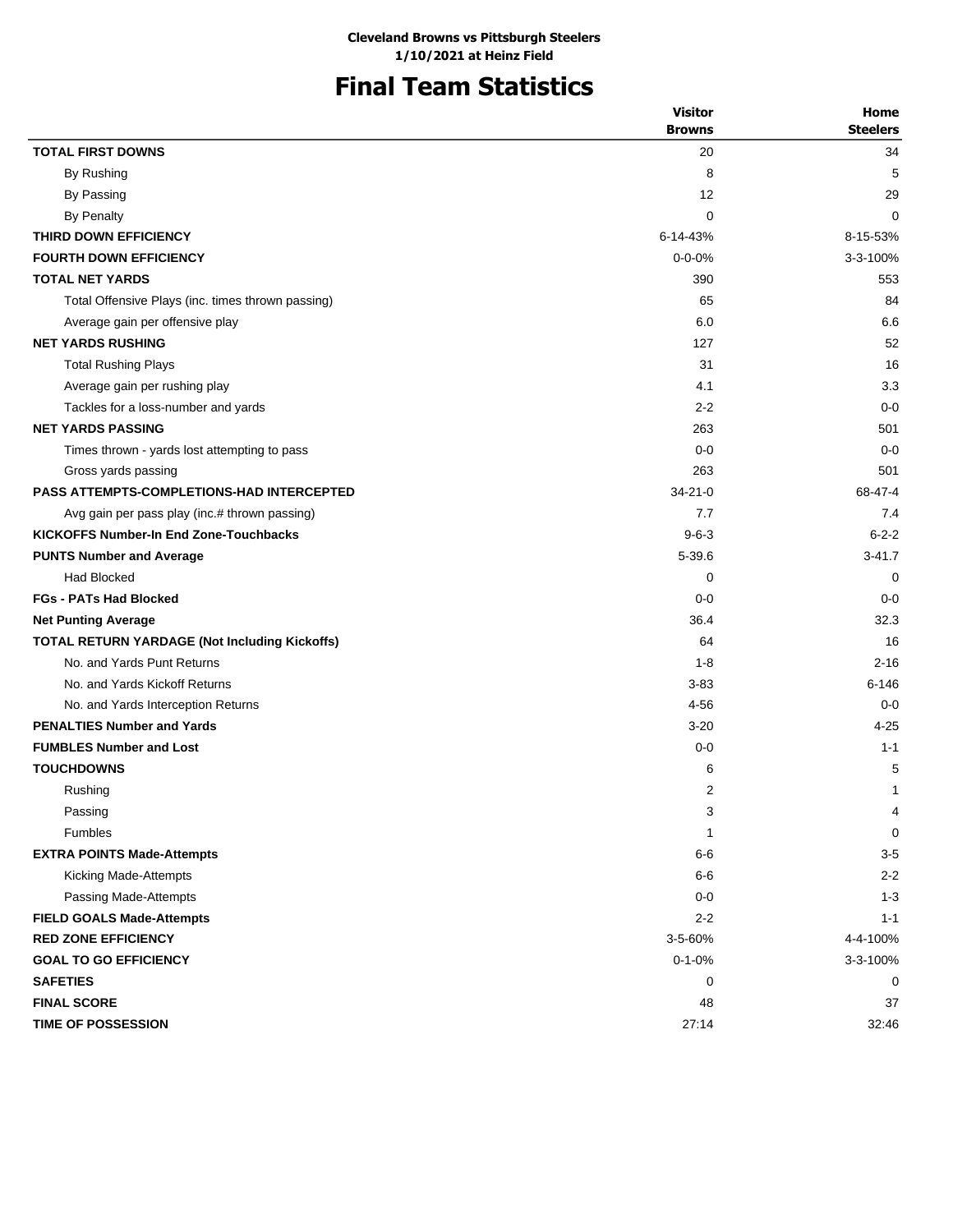**Cleveland Browns vs Pittsburgh Steelers**
**1/10/2021 at Heinz Field**

# Final Team Statistics

| | Visitor Browns | Home Steelers |
|---|---|---|
| **TOTAL FIRST DOWNS** | 20 | 34 |
| By Rushing | 8 | 5 |
| By Passing | 12 | 29 |
| By Penalty | 0 | 0 |
| **THIRD DOWN EFFICIENCY** | 6-14-43% | 8-15-53% |
| **FOURTH DOWN EFFICIENCY** | 0-0-0% | 3-3-100% |
| **TOTAL NET YARDS** | 390 | 553 |
| Total Offensive Plays (inc. times thrown passing) | 65 | 84 |
| Average gain per offensive play | 6.0 | 6.6 |
| **NET YARDS RUSHING** | 127 | 52 |
| Total Rushing Plays | 31 | 16 |
| Average gain per rushing play | 4.1 | 3.3 |
| Tackles for a loss-number and yards | 2-2 | 0-0 |
| **NET YARDS PASSING** | 263 | 501 |
| Times thrown - yards lost attempting to pass | 0-0 | 0-0 |
| Gross yards passing | 263 | 501 |
| **PASS ATTEMPTS-COMPLETIONS-HAD INTERCEPTED** | 34-21-0 | 68-47-4 |
| Avg gain per pass play (inc.# thrown passing) | 7.7 | 7.4 |
| **KICKOFFS Number-In End Zone-Touchbacks** | 9-6-3 | 6-2-2 |
| **PUNTS Number and Average** | 5-39.6 | 3-41.7 |
| Had Blocked | 0 | 0 |
| **FGs - PATs Had Blocked** | 0-0 | 0-0 |
| **Net Punting Average** | 36.4 | 32.3 |
| **TOTAL RETURN YARDAGE (Not Including Kickoffs)** | 64 | 16 |
| No. and Yards Punt Returns | 1-8 | 2-16 |
| No. and Yards Kickoff Returns | 3-83 | 6-146 |
| No. and Yards Interception Returns | 4-56 | 0-0 |
| **PENALTIES Number and Yards** | 3-20 | 4-25 |
| **FUMBLES Number and Lost** | 0-0 | 1-1 |
| **TOUCHDOWNS** | 6 | 5 |
| Rushing | 2 | 1 |
| Passing | 3 | 4 |
| Fumbles | 1 | 0 |
| **EXTRA POINTS Made-Attempts** | 6-6 | 3-5 |
| Kicking Made-Attempts | 6-6 | 2-2 |
| Passing Made-Attempts | 0-0 | 1-3 |
| **FIELD GOALS Made-Attempts** | 2-2 | 1-1 |
| **RED ZONE EFFICIENCY** | 3-5-60% | 4-4-100% |
| **GOAL TO GO EFFICIENCY** | 0-1-0% | 3-3-100% |
| **SAFETIES** | 0 | 0 |
| **FINAL SCORE** | 48 | 37 |
| **TIME OF POSSESSION** | 27:14 | 32:46 |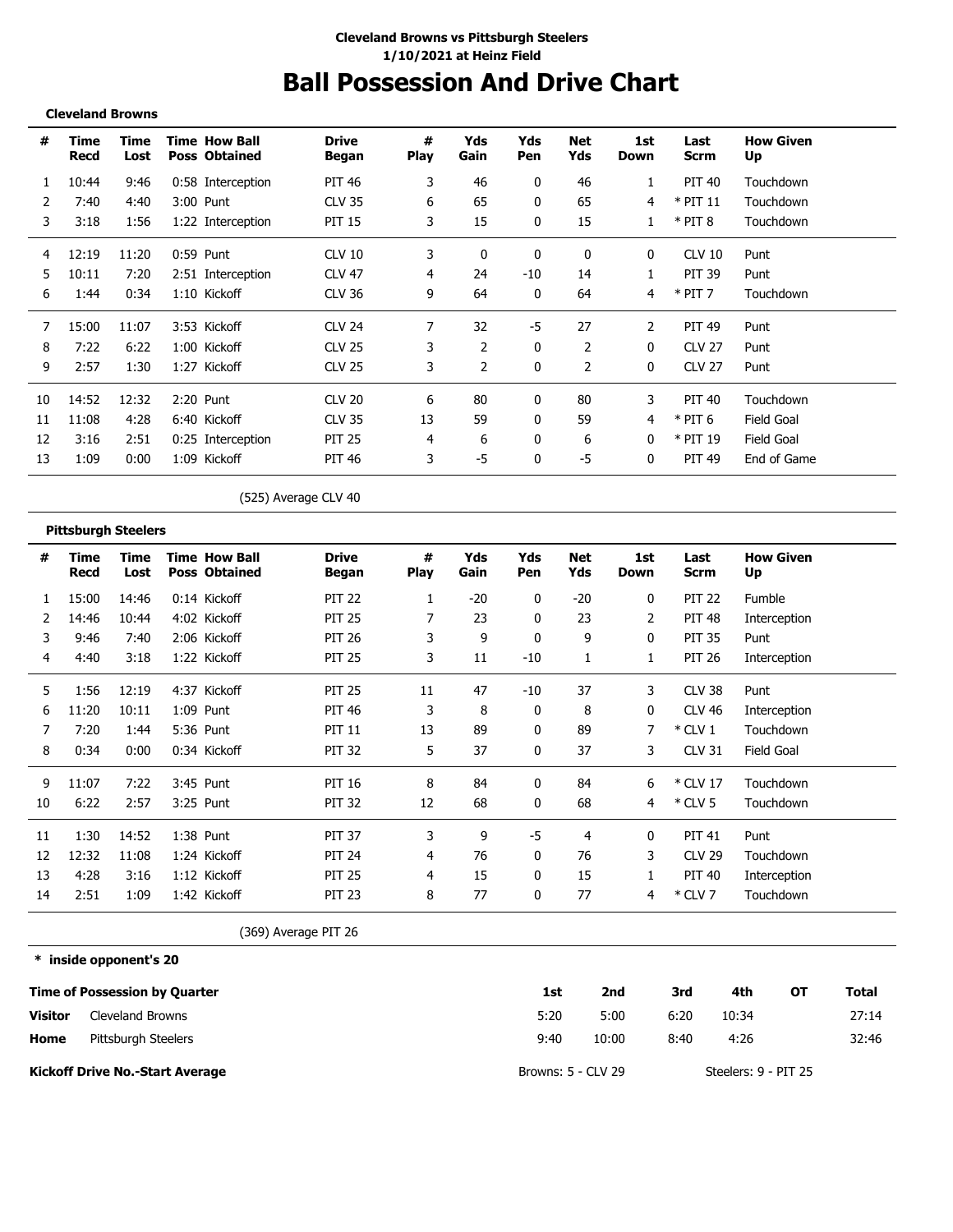**Cleveland Browns vs Pittsburgh Steelers**
**1/10/2021 at Heinz Field**

# Ball Possession And Drive Chart

**Cleveland Browns**

| # | Time Recd | Time Lost | Time Poss | How Ball Obtained | Drive Began | # Play | Yds Gain | Yds Pen | Net Yds | 1st Down | Last Scrm | How Given Up |
|---|---|---|---|---|---|---|---|---|---|---|---|---|
| 1 | 10:44 | 9:46 | 0:58 | Interception | PIT 46 | 3 | 46 | 0 | 46 | 1 | PIT 40 | Touchdown |
| 2 | 7:40 | 4:40 | 3:00 | Punt | CLV 35 | 6 | 65 | 0 | 65 | 4 | * PIT 11 | Touchdown |
| 3 | 3:18 | 1:56 | 1:22 | Interception | PIT 15 | 3 | 15 | 0 | 15 | 1 | * PIT 8 | Touchdown |
| 4 | 12:19 | 11:20 | 0:59 | Punt | CLV 10 | 3 | 0 | 0 | 0 | 0 | CLV 10 | Punt |
| 5 | 10:11 | 7:20 | 2:51 | Interception | CLV 47 | 4 | 24 | -10 | 14 | 1 | PIT 39 | Punt |
| 6 | 1:44 | 0:34 | 1:10 | Kickoff | CLV 36 | 9 | 64 | 0 | 64 | 4 | * PIT 7 | Touchdown |
| 7 | 15:00 | 11:07 | 3:53 | Kickoff | CLV 24 | 7 | 32 | -5 | 27 | 2 | PIT 49 | Punt |
| 8 | 7:22 | 6:22 | 1:00 | Kickoff | CLV 25 | 3 | 2 | 0 | 2 | 0 | CLV 27 | Punt |
| 9 | 2:57 | 1:30 | 1:27 | Kickoff | CLV 25 | 3 | 2 | 0 | 2 | 0 | CLV 27 | Punt |
| 10 | 14:52 | 12:32 | 2:20 | Punt | CLV 20 | 6 | 80 | 0 | 80 | 3 | PIT 40 | Touchdown |
| 11 | 11:08 | 4:28 | 6:40 | Kickoff | CLV 35 | 13 | 59 | 0 | 59 | 4 | * PIT 6 | Field Goal |
| 12 | 3:16 | 2:51 | 0:25 | Interception | PIT 25 | 4 | 6 | 0 | 6 | 0 | * PIT 19 | Field Goal |
| 13 | 1:09 | 0:00 | 1:09 | Kickoff | PIT 46 | 3 | -5 | 0 | -5 | 0 | PIT 49 | End of Game |

(525) Average CLV 40

**Pittsburgh Steelers**

| # | Time Recd | Time Lost | Time Poss | How Ball Obtained | Drive Began | # Play | Yds Gain | Yds Pen | Net Yds | 1st Down | Last Scrm | How Given Up |
|---|---|---|---|---|---|---|---|---|---|---|---|---|
| 1 | 15:00 | 14:46 | 0:14 | Kickoff | PIT 22 | 1 | -20 | 0 | -20 | 0 | PIT 22 | Fumble |
| 2 | 14:46 | 10:44 | 4:02 | Kickoff | PIT 25 | 7 | 23 | 0 | 23 | 2 | PIT 48 | Interception |
| 3 | 9:46 | 7:40 | 2:06 | Kickoff | PIT 26 | 3 | 9 | 0 | 9 | 0 | PIT 35 | Punt |
| 4 | 4:40 | 3:18 | 1:22 | Kickoff | PIT 25 | 3 | 11 | -10 | 1 | 1 | PIT 26 | Interception |
| 5 | 1:56 | 12:19 | 4:37 | Kickoff | PIT 25 | 11 | 47 | -10 | 37 | 3 | CLV 38 | Punt |
| 6 | 11:20 | 10:11 | 1:09 | Punt | PIT 46 | 3 | 8 | 0 | 8 | 0 | CLV 46 | Interception |
| 7 | 7:20 | 1:44 | 5:36 | Punt | PIT 11 | 13 | 89 | 0 | 89 | 7 | * CLV 1 | Touchdown |
| 8 | 0:34 | 0:00 | 0:34 | Kickoff | PIT 32 | 5 | 37 | 0 | 37 | 3 | CLV 31 | Field Goal |
| 9 | 11:07 | 7:22 | 3:45 | Punt | PIT 16 | 8 | 84 | 0 | 84 | 6 | * CLV 17 | Touchdown |
| 10 | 6:22 | 2:57 | 3:25 | Punt | PIT 32 | 12 | 68 | 0 | 68 | 4 | * CLV 5 | Touchdown |
| 11 | 1:30 | 14:52 | 1:38 | Punt | PIT 37 | 3 | 9 | -5 | 4 | 0 | PIT 41 | Punt |
| 12 | 12:32 | 11:08 | 1:24 | Kickoff | PIT 24 | 4 | 76 | 0 | 76 | 3 | CLV 29 | Touchdown |
| 13 | 4:28 | 3:16 | 1:12 | Kickoff | PIT 25 | 4 | 15 | 0 | 15 | 1 | PIT 40 | Interception |
| 14 | 2:51 | 1:09 | 1:42 | Kickoff | PIT 23 | 8 | 77 | 0 | 77 | 4 | * CLV 7 | Touchdown |

(369) Average PIT 26

**\* inside opponent's 20**

| Time of Possession by Quarter | | 1st | 2nd | 3rd | 4th | OT | Total |
|---|---|---|---|---|---|---|---|
| **Visitor** | Cleveland Browns | 5:20 | 5:00 | 6:20 | 10:34 | | 27:14 |
| **Home** | Pittsburgh Steelers | 9:40 | 10:00 | 8:40 | 4:26 | | 32:46 |

**Kickoff Drive No.-Start Average** — Browns: 5 - CLV 29 — Steelers: 9 - PIT 25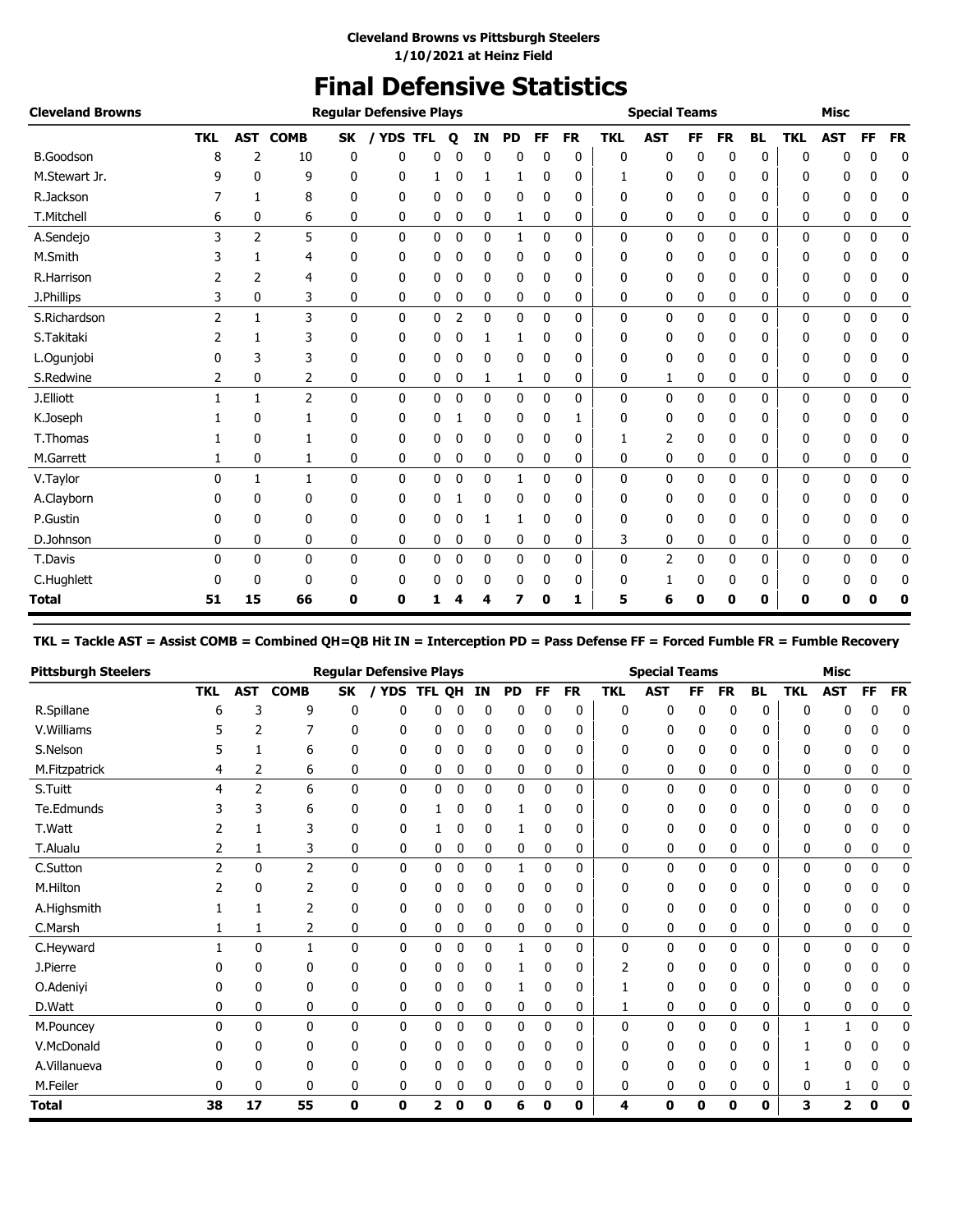**Cleveland Browns vs Pittsburgh Steelers**
**1/10/2021 at Heinz Field**

# Final Defensive Statistics

| Cleveland Browns | Regular Defensive Plays | | | | | | | | | | | Special Teams | | | | | | Misc | | | |
|---|---|---|---|---|---|---|---|---|---|---|---|---|---|---|---|---|---|---|---|---|---|
| | TKL | AST | COMB | SK | / YDS | TFL | Q | IN | PD | FF | FR | TKL | AST | FF | FR | BL | TKL | AST | FF | FR |
| B.Goodson | 8 | 2 | 10 | 0 | 0 | 0 | 0 | 0 | 0 | 0 | 0 | 0 | 0 | 0 | 0 | 0 | 0 | 0 | 0 | 0 |
| M.Stewart Jr. | 9 | 0 | 9 | 0 | 0 | 1 | 0 | 1 | 1 | 0 | 0 | 1 | 0 | 0 | 0 | 0 | 0 | 0 | 0 | 0 |
| R.Jackson | 7 | 1 | 8 | 0 | 0 | 0 | 0 | 0 | 0 | 0 | 0 | 0 | 0 | 0 | 0 | 0 | 0 | 0 | 0 | 0 |
| T.Mitchell | 6 | 0 | 6 | 0 | 0 | 0 | 0 | 0 | 1 | 0 | 0 | 0 | 0 | 0 | 0 | 0 | 0 | 0 | 0 | 0 |
| A.Sendejo | 3 | 2 | 5 | 0 | 0 | 0 | 0 | 0 | 1 | 0 | 0 | 0 | 0 | 0 | 0 | 0 | 0 | 0 | 0 | 0 |
| M.Smith | 3 | 1 | 4 | 0 | 0 | 0 | 0 | 0 | 0 | 0 | 0 | 0 | 0 | 0 | 0 | 0 | 0 | 0 | 0 | 0 |
| R.Harrison | 2 | 2 | 4 | 0 | 0 | 0 | 0 | 0 | 0 | 0 | 0 | 0 | 0 | 0 | 0 | 0 | 0 | 0 | 0 | 0 |
| J.Phillips | 3 | 0 | 3 | 0 | 0 | 0 | 0 | 0 | 0 | 0 | 0 | 0 | 0 | 0 | 0 | 0 | 0 | 0 | 0 | 0 |
| S.Richardson | 2 | 1 | 3 | 0 | 0 | 0 | 2 | 0 | 0 | 0 | 0 | 0 | 0 | 0 | 0 | 0 | 0 | 0 | 0 | 0 |
| S.Takitaki | 2 | 1 | 3 | 0 | 0 | 0 | 0 | 1 | 1 | 0 | 0 | 0 | 0 | 0 | 0 | 0 | 0 | 0 | 0 | 0 |
| L.Ogunjobi | 0 | 3 | 3 | 0 | 0 | 0 | 0 | 0 | 0 | 0 | 0 | 0 | 0 | 0 | 0 | 0 | 0 | 0 | 0 | 0 |
| S.Redwine | 2 | 0 | 2 | 0 | 0 | 0 | 0 | 1 | 1 | 0 | 0 | 0 | 1 | 0 | 0 | 0 | 0 | 0 | 0 | 0 |
| J.Elliott | 1 | 1 | 2 | 0 | 0 | 0 | 0 | 0 | 0 | 0 | 0 | 0 | 0 | 0 | 0 | 0 | 0 | 0 | 0 | 0 |
| K.Joseph | 1 | 0 | 1 | 0 | 0 | 0 | 1 | 0 | 0 | 0 | 1 | 0 | 0 | 0 | 0 | 0 | 0 | 0 | 0 | 0 |
| T.Thomas | 1 | 0 | 1 | 0 | 0 | 0 | 0 | 0 | 0 | 0 | 0 | 1 | 2 | 0 | 0 | 0 | 0 | 0 | 0 | 0 |
| M.Garrett | 1 | 0 | 1 | 0 | 0 | 0 | 0 | 0 | 0 | 0 | 0 | 0 | 0 | 0 | 0 | 0 | 0 | 0 | 0 | 0 |
| V.Taylor | 0 | 1 | 1 | 0 | 0 | 0 | 0 | 0 | 1 | 0 | 0 | 0 | 0 | 0 | 0 | 0 | 0 | 0 | 0 | 0 |
| A.Clayborn | 0 | 0 | 0 | 0 | 0 | 0 | 1 | 0 | 0 | 0 | 0 | 0 | 0 | 0 | 0 | 0 | 0 | 0 | 0 | 0 |
| P.Gustin | 0 | 0 | 0 | 0 | 0 | 0 | 0 | 1 | 1 | 0 | 0 | 0 | 0 | 0 | 0 | 0 | 0 | 0 | 0 | 0 |
| D.Johnson | 0 | 0 | 0 | 0 | 0 | 0 | 0 | 0 | 0 | 0 | 0 | 3 | 0 | 0 | 0 | 0 | 0 | 0 | 0 | 0 |
| T.Davis | 0 | 0 | 0 | 0 | 0 | 0 | 0 | 0 | 0 | 0 | 0 | 0 | 2 | 0 | 0 | 0 | 0 | 0 | 0 | 0 |
| C.Hughlett | 0 | 0 | 0 | 0 | 0 | 0 | 0 | 0 | 0 | 0 | 0 | 0 | 1 | 0 | 0 | 0 | 0 | 0 | 0 | 0 |
| **Total** | **51** | **15** | **66** | **0** | **0** | **1** | **4** | **4** | **7** | **0** | **1** | **5** | **6** | **0** | **0** | **0** | **0** | **0** | **0** | **0** |

**TKL = Tackle AST = Assist COMB = Combined QH=QB Hit IN = Interception PD = Pass Defense FF = Forced Fumble FR = Fumble Recovery**

| Pittsburgh Steelers | Regular Defensive Plays | | | | | | | | | | | Special Teams | | | | | | Misc | | | |
|---|---|---|---|---|---|---|---|---|---|---|---|---|---|---|---|---|---|---|---|---|---|
| | TKL | AST | COMB | SK | / YDS | TFL | QH | IN | PD | FF | FR | TKL | AST | FF | FR | BL | TKL | AST | FF | FR |
| R.Spillane | 6 | 3 | 9 | 0 | 0 | 0 | 0 | 0 | 0 | 0 | 0 | 0 | 0 | 0 | 0 | 0 | 0 | 0 | 0 | 0 |
| V.Williams | 5 | 2 | 7 | 0 | 0 | 0 | 0 | 0 | 0 | 0 | 0 | 0 | 0 | 0 | 0 | 0 | 0 | 0 | 0 | 0 |
| S.Nelson | 5 | 1 | 6 | 0 | 0 | 0 | 0 | 0 | 0 | 0 | 0 | 0 | 0 | 0 | 0 | 0 | 0 | 0 | 0 | 0 |
| M.Fitzpatrick | 4 | 2 | 6 | 0 | 0 | 0 | 0 | 0 | 0 | 0 | 0 | 0 | 0 | 0 | 0 | 0 | 0 | 0 | 0 | 0 |
| S.Tuitt | 4 | 2 | 6 | 0 | 0 | 0 | 0 | 0 | 0 | 0 | 0 | 0 | 0 | 0 | 0 | 0 | 0 | 0 | 0 | 0 |
| Te.Edmunds | 3 | 3 | 6 | 0 | 0 | 1 | 0 | 0 | 1 | 0 | 0 | 0 | 0 | 0 | 0 | 0 | 0 | 0 | 0 | 0 |
| T.Watt | 2 | 1 | 3 | 0 | 0 | 1 | 0 | 0 | 1 | 0 | 0 | 0 | 0 | 0 | 0 | 0 | 0 | 0 | 0 | 0 |
| T.Alualu | 2 | 1 | 3 | 0 | 0 | 0 | 0 | 0 | 0 | 0 | 0 | 0 | 0 | 0 | 0 | 0 | 0 | 0 | 0 | 0 |
| C.Sutton | 2 | 0 | 2 | 0 | 0 | 0 | 0 | 0 | 1 | 0 | 0 | 0 | 0 | 0 | 0 | 0 | 0 | 0 | 0 | 0 |
| M.Hilton | 2 | 0 | 2 | 0 | 0 | 0 | 0 | 0 | 0 | 0 | 0 | 0 | 0 | 0 | 0 | 0 | 0 | 0 | 0 | 0 |
| A.Highsmith | 1 | 1 | 2 | 0 | 0 | 0 | 0 | 0 | 0 | 0 | 0 | 0 | 0 | 0 | 0 | 0 | 0 | 0 | 0 | 0 |
| C.Marsh | 1 | 1 | 2 | 0 | 0 | 0 | 0 | 0 | 0 | 0 | 0 | 0 | 0 | 0 | 0 | 0 | 0 | 0 | 0 | 0 |
| C.Heyward | 1 | 0 | 1 | 0 | 0 | 0 | 0 | 0 | 1 | 0 | 0 | 0 | 0 | 0 | 0 | 0 | 0 | 0 | 0 | 0 |
| J.Pierre | 0 | 0 | 0 | 0 | 0 | 0 | 0 | 0 | 1 | 0 | 0 | 2 | 0 | 0 | 0 | 0 | 0 | 0 | 0 | 0 |
| O.Adeniyi | 0 | 0 | 0 | 0 | 0 | 0 | 0 | 0 | 1 | 0 | 0 | 1 | 0 | 0 | 0 | 0 | 0 | 0 | 0 | 0 |
| D.Watt | 0 | 0 | 0 | 0 | 0 | 0 | 0 | 0 | 0 | 0 | 0 | 1 | 0 | 0 | 0 | 0 | 0 | 0 | 0 | 0 |
| M.Pouncey | 0 | 0 | 0 | 0 | 0 | 0 | 0 | 0 | 0 | 0 | 0 | 0 | 0 | 0 | 0 | 0 | 1 | 1 | 0 | 0 |
| V.McDonald | 0 | 0 | 0 | 0 | 0 | 0 | 0 | 0 | 0 | 0 | 0 | 0 | 0 | 0 | 0 | 0 | 1 | 0 | 0 | 0 |
| A.Villanueva | 0 | 0 | 0 | 0 | 0 | 0 | 0 | 0 | 0 | 0 | 0 | 0 | 0 | 0 | 0 | 0 | 1 | 0 | 0 | 0 |
| M.Feiler | 0 | 0 | 0 | 0 | 0 | 0 | 0 | 0 | 0 | 0 | 0 | 0 | 0 | 0 | 0 | 0 | 0 | 1 | 0 | 0 |
| **Total** | **38** | **17** | **55** | **0** | **0** | **2** | **0** | **0** | **6** | **0** | **0** | **4** | **0** | **0** | **0** | **0** | **3** | **2** | **0** | **0** |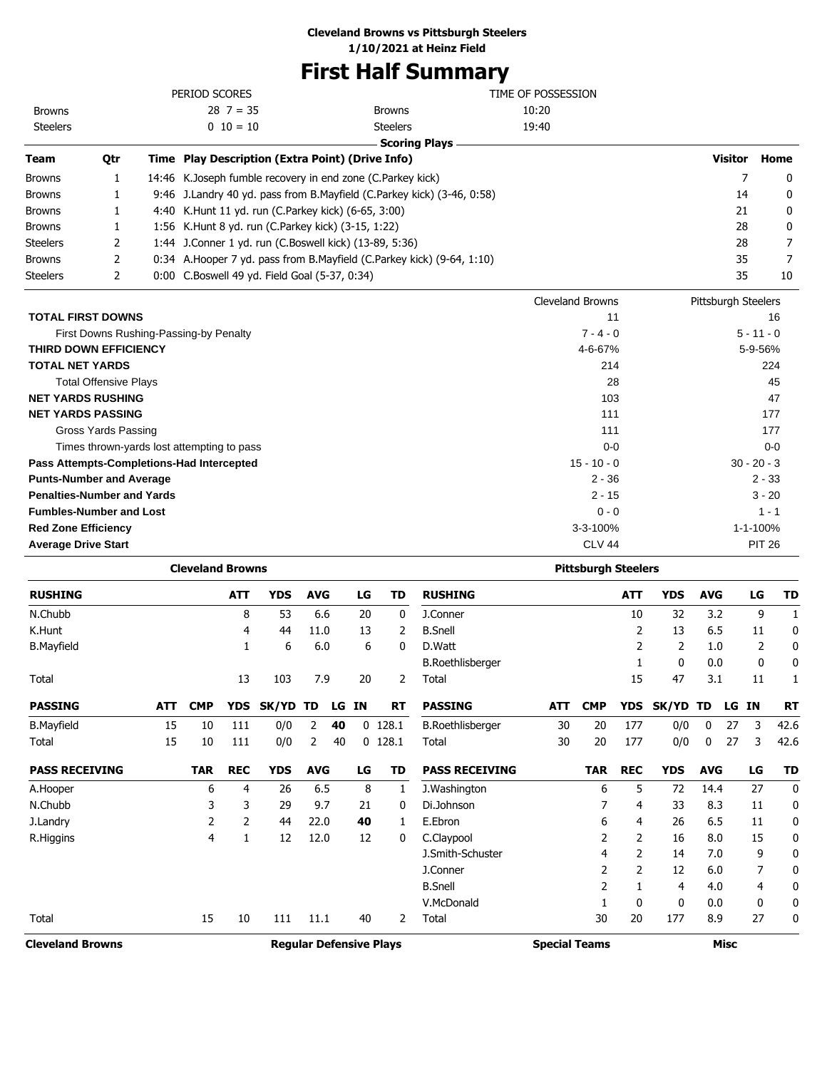**Cleveland Browns vs Pittsburgh Steelers**
**1/10/2021 at Heinz Field**

# First Half Summary

| PERIOD SCORES | | | TIME OF POSSESSION | |
|---|---|---|---|---|
| Browns | 28 7 = 35 | | Browns | 10:20 |
| Steelers | 0 10 = 10 | | Steelers | 19:40 |

## Scoring Plays

| Team | Qtr | Time | Play Description (Extra Point) (Drive Info) | Visitor | Home |
|---|---|---|---|---|---|
| Browns | 1 | 14:46 | K.Joseph fumble recovery in end zone (C.Parkey kick) | 7 | 0 |
| Browns | 1 | 9:46 | J.Landry 40 yd. pass from B.Mayfield (C.Parkey kick) (3-46, 0:58) | 14 | 0 |
| Browns | 1 | 4:40 | K.Hunt 11 yd. run (C.Parkey kick) (6-65, 3:00) | 21 | 0 |
| Browns | 1 | 1:56 | K.Hunt 8 yd. run (C.Parkey kick) (3-15, 1:22) | 28 | 0 |
| Steelers | 2 | 1:44 | J.Conner 1 yd. run (C.Boswell kick) (13-89, 5:36) | 28 | 7 |
| Browns | 2 | 0:34 | A.Hooper 7 yd. pass from B.Mayfield (C.Parkey kick) (9-64, 1:10) | 35 | 7 |
| Steelers | 2 | 0:00 | C.Boswell 49 yd. Field Goal (5-37, 0:34) | 35 | 10 |

| | Cleveland Browns | Pittsburgh Steelers |
|---|---|---|
| **TOTAL FIRST DOWNS** | 11 | 16 |
| First Downs Rushing-Passing-by Penalty | 7 - 4 - 0 | 5 - 11 - 0 |
| **THIRD DOWN EFFICIENCY** | 4-6-67% | 5-9-56% |
| **TOTAL NET YARDS** | 214 | 224 |
| Total Offensive Plays | 28 | 45 |
| **NET YARDS RUSHING** | 103 | 47 |
| **NET YARDS PASSING** | 111 | 177 |
| Gross Yards Passing | 111 | 177 |
| Times thrown-yards lost attempting to pass | 0-0 | 0-0 |
| **Pass Attempts-Completions-Had Intercepted** | 15 - 10 - 0 | 30 - 20 - 3 |
| **Punts-Number and Average** | 2 - 36 | 2 - 33 |
| **Penalties-Number and Yards** | 2 - 15 | 3 - 20 |
| **Fumbles-Number and Lost** | 0 - 0 | 1 - 1 |
| **Red Zone Efficiency** | 3-3-100% | 1-1-100% |
| **Average Drive Start** | CLV 44 | PIT 26 |

## Cleveland Browns

| RUSHING | ATT | YDS | AVG | LG | TD |
|---|---|---|---|---|---|
| N.Chubb | 8 | 53 | 6.6 | 20 | 0 |
| K.Hunt | 4 | 44 | 11.0 | 13 | 2 |
| B.Mayfield | 1 | 6 | 6.0 | 6 | 0 |
| Total | 13 | 103 | 7.9 | 20 | 2 |

| PASSING | ATT | CMP | YDS | SK/YD | TD | LG | IN | RT |
|---|---|---|---|---|---|---|---|---|
| B.Mayfield | 15 | 10 | 111 | 0/0 | 2 | **40** | 0 | 128.1 |
| Total | 15 | 10 | 111 | 0/0 | 2 | 40 | 0 | 128.1 |

| PASS RECEIVING | TAR | REC | YDS | AVG | LG | TD |
|---|---|---|---|---|---|---|
| A.Hooper | 6 | 4 | 26 | 6.5 | 8 | 1 |
| N.Chubb | 3 | 3 | 29 | 9.7 | 21 | 0 |
| J.Landry | 2 | 2 | 44 | 22.0 | **40** | 1 |
| R.Higgins | 4 | 1 | 12 | 12.0 | 12 | 0 |
| Total | 15 | 10 | 111 | 11.1 | 40 | 2 |

## Pittsburgh Steelers

| RUSHING | ATT | YDS | AVG | LG | TD |
|---|---|---|---|---|---|
| J.Conner | 10 | 32 | 3.2 | 9 | 1 |
| B.Snell | 2 | 13 | 6.5 | 11 | 0 |
| D.Watt | 2 | 2 | 1.0 | 2 | 0 |
| B.Roethlisberger | 1 | 0 | 0.0 | 0 | 0 |
| Total | 15 | 47 | 3.1 | 11 | 1 |

| PASSING | ATT | CMP | YDS | SK/YD | TD | LG | IN | RT |
|---|---|---|---|---|---|---|---|---|
| B.Roethlisberger | 30 | 20 | 177 | 0/0 | 0 | 27 | 3 | 42.6 |
| Total | 30 | 20 | 177 | 0/0 | 0 | 27 | 3 | 42.6 |

| PASS RECEIVING | TAR | REC | YDS | AVG | LG | TD |
|---|---|---|---|---|---|---|
| J.Washington | 6 | 5 | 72 | 14.4 | 27 | 0 |
| Di.Johnson | 7 | 4 | 33 | 8.3 | 11 | 0 |
| E.Ebron | 6 | 4 | 26 | 6.5 | 11 | 0 |
| C.Claypool | 2 | 2 | 16 | 8.0 | 15 | 0 |
| J.Smith-Schuster | 4 | 2 | 14 | 7.0 | 9 | 0 |
| J.Conner | 2 | 2 | 12 | 6.0 | 7 | 0 |
| B.Snell | 2 | 1 | 4 | 4.0 | 4 | 0 |
| V.McDonald | 1 | 0 | 0 | 0.0 | 0 | 0 |
| Total | 30 | 20 | 177 | 8.9 | 27 | 0 |

| Cleveland Browns | Regular Defensive Plays | Special Teams | Misc |
|---|---|---|---|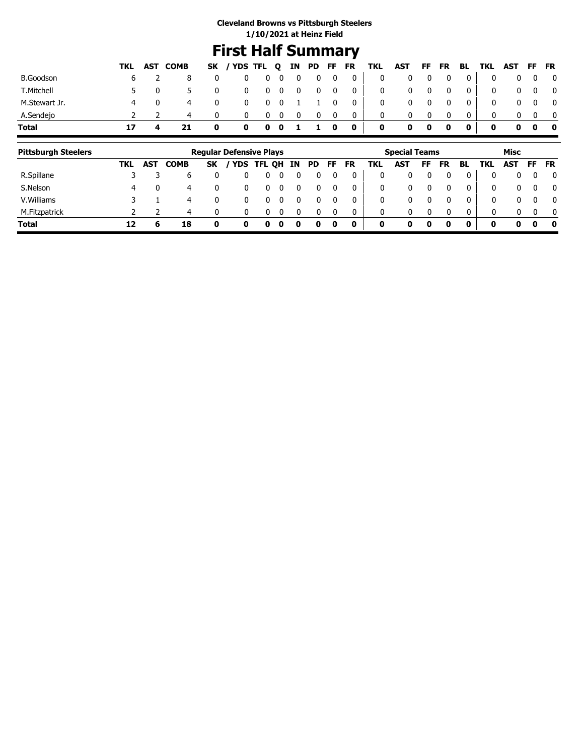**Cleveland Browns vs Pittsburgh Steelers**
**1/10/2021 at Heinz Field**

# First Half Summary

| | TKL | AST | COMB | SK | / YDS | TFL | Q | IN | PD | FF | FR | TKL | AST | FF | FR | BL | TKL | AST | FF | FR |
|---|---|---|---|---|---|---|---|---|---|---|---|---|---|---|---|---|---|---|---|---|
| B.Goodson | 6 | 2 | 8 | 0 | 0 | 0 | 0 | 0 | 0 | 0 | 0 | 0 | 0 | 0 | 0 | 0 | 0 | 0 | 0 | 0 |
| T.Mitchell | 5 | 0 | 5 | 0 | 0 | 0 | 0 | 0 | 0 | 0 | 0 | 0 | 0 | 0 | 0 | 0 | 0 | 0 | 0 | 0 |
| M.Stewart Jr. | 4 | 0 | 4 | 0 | 0 | 0 | 0 | 1 | 1 | 0 | 0 | 0 | 0 | 0 | 0 | 0 | 0 | 0 | 0 | 0 |
| A.Sendejo | 2 | 2 | 4 | 0 | 0 | 0 | 0 | 0 | 0 | 0 | 0 | 0 | 0 | 0 | 0 | 0 | 0 | 0 | 0 | 0 |
| **Total** | **17** | **4** | **21** | **0** | **0** | **0** | **0** | **1** | **1** | **0** | **0** | **0** | **0** | **0** | **0** | **0** | **0** | **0** | **0** | **0** |

| Pittsburgh Steelers | Regular Defensive Plays | | | | | | | | | | | Special Teams | | | | | Misc | | | |
|---|---|---|---|---|---|---|---|---|---|---|---|---|---|---|---|---|---|---|---|---|
| | TKL | AST | COMB | SK | / YDS | TFL | QH | IN | PD | FF | FR | TKL | AST | FF | FR | BL | TKL | AST | FF | FR |
| R.Spillane | 3 | 3 | 6 | 0 | 0 | 0 | 0 | 0 | 0 | 0 | 0 | 0 | 0 | 0 | 0 | 0 | 0 | 0 | 0 | 0 |
| S.Nelson | 4 | 0 | 4 | 0 | 0 | 0 | 0 | 0 | 0 | 0 | 0 | 0 | 0 | 0 | 0 | 0 | 0 | 0 | 0 | 0 |
| V.Williams | 3 | 1 | 4 | 0 | 0 | 0 | 0 | 0 | 0 | 0 | 0 | 0 | 0 | 0 | 0 | 0 | 0 | 0 | 0 | 0 |
| M.Fitzpatrick | 2 | 2 | 4 | 0 | 0 | 0 | 0 | 0 | 0 | 0 | 0 | 0 | 0 | 0 | 0 | 0 | 0 | 0 | 0 | 0 |
| **Total** | **12** | **6** | **18** | **0** | **0** | **0** | **0** | **0** | **0** | **0** | **0** | **0** | **0** | **0** | **0** | **0** | **0** | **0** | **0** | **0** |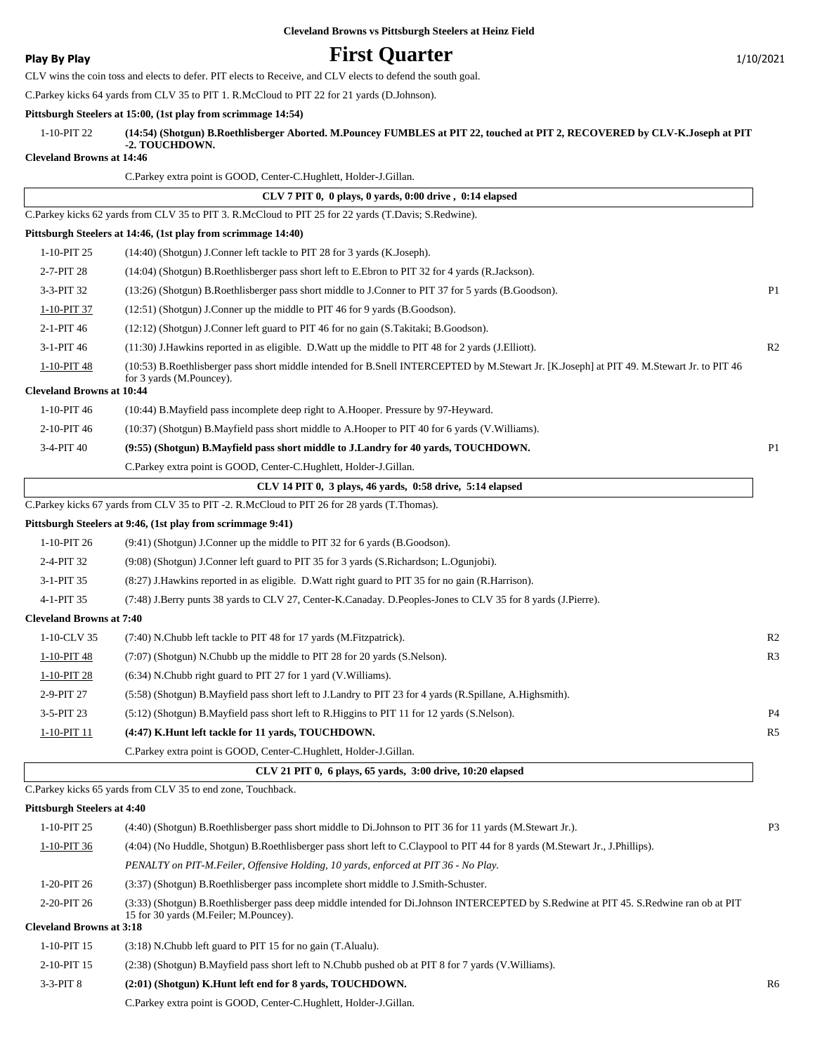**Cleveland Browns vs Pittsburgh Steelers at Heinz Field**

**Play By Play** | **First Quarter** | 1/10/2021

CLV wins the coin toss and elects to defer. PIT elects to Receive, and CLV elects to defend the south goal.

C.Parkey kicks 64 yards from CLV 35 to PIT 1. R.McCloud to PIT 22 for 21 yards (D.Johnson).

**Pittsburgh Steelers at 15:00, (1st play from scrimmage 14:54)**

| | | |
|---|---|---|
| 1-10-PIT 22 | **(14:54) (Shotgun) B.Roethlisberger Aborted. M.Pouncey FUMBLES at PIT 22, touched at PIT 2, RECOVERED by CLV-K.Joseph at PIT -2. TOUCHDOWN.** | |

**Cleveland Browns at 14:46**

C.Parkey extra point is GOOD, Center-C.Hughlett, Holder-J.Gillan.

**CLV 7 PIT 0, 0 plays, 0 yards, 0:00 drive , 0:14 elapsed**

C.Parkey kicks 62 yards from CLV 35 to PIT 3. R.McCloud to PIT 25 for 22 yards (T.Davis; S.Redwine).

**Pittsburgh Steelers at 14:46, (1st play from scrimmage 14:40)**

| | | |
|---|---|---|
| 1-10-PIT 25 | (14:40) (Shotgun) J.Conner left tackle to PIT 28 for 3 yards (K.Joseph). | |
| 2-7-PIT 28 | (14:04) (Shotgun) B.Roethlisberger pass short left to E.Ebron to PIT 32 for 4 yards (R.Jackson). | |
| 3-3-PIT 32 | (13:26) (Shotgun) B.Roethlisberger pass short middle to J.Conner to PIT 37 for 5 yards (B.Goodson). | P1 |
| 1-10-PIT 37 | (12:51) (Shotgun) J.Conner up the middle to PIT 46 for 9 yards (B.Goodson). | |
| 2-1-PIT 46 | (12:12) (Shotgun) J.Conner left guard to PIT 46 for no gain (S.Takitaki; B.Goodson). | |
| 3-1-PIT 46 | (11:30) J.Hawkins reported in as eligible. D.Watt up the middle to PIT 48 for 2 yards (J.Elliott). | R2 |
| 1-10-PIT 48 | (10:53) B.Roethlisberger pass short middle intended for B.Snell INTERCEPTED by M.Stewart Jr. [K.Joseph] at PIT 49. M.Stewart Jr. to PIT 46 for 3 yards (M.Pouncey). | |

**Cleveland Browns at 10:44**

| | | |
|---|---|---|
| 1-10-PIT 46 | (10:44) B.Mayfield pass incomplete deep right to A.Hooper. Pressure by 97-Heyward. | |
| 2-10-PIT 46 | (10:37) (Shotgun) B.Mayfield pass short middle to A.Hooper to PIT 40 for 6 yards (V.Williams). | |
| 3-4-PIT 40 | **(9:55) (Shotgun) B.Mayfield pass short middle to J.Landry for 40 yards, TOUCHDOWN.** | P1 |
| | C.Parkey extra point is GOOD, Center-C.Hughlett, Holder-J.Gillan. | |

**CLV 14 PIT 0, 3 plays, 46 yards, 0:58 drive, 5:14 elapsed**

C.Parkey kicks 67 yards from CLV 35 to PIT -2. R.McCloud to PIT 26 for 28 yards (T.Thomas).

**Pittsburgh Steelers at 9:46, (1st play from scrimmage 9:41)**

| | | |
|---|---|---|
| 1-10-PIT 26 | (9:41) (Shotgun) J.Conner up the middle to PIT 32 for 6 yards (B.Goodson). | |
| 2-4-PIT 32 | (9:08) (Shotgun) J.Conner left guard to PIT 35 for 3 yards (S.Richardson; L.Ogunjobi). | |
| 3-1-PIT 35 | (8:27) J.Hawkins reported in as eligible. D.Watt right guard to PIT 35 for no gain (R.Harrison). | |
| 4-1-PIT 35 | (7:48) J.Berry punts 38 yards to CLV 27, Center-K.Canaday. D.Peoples-Jones to CLV 35 for 8 yards (J.Pierre). | |

**Cleveland Browns at 7:40**

| | | |
|---|---|---|
| 1-10-CLV 35 | (7:40) N.Chubb left tackle to PIT 48 for 17 yards (M.Fitzpatrick). | R2 |
| 1-10-PIT 48 | (7:07) (Shotgun) N.Chubb up the middle to PIT 28 for 20 yards (S.Nelson). | R3 |
| 1-10-PIT 28 | (6:34) N.Chubb right guard to PIT 27 for 1 yard (V.Williams). | |
| 2-9-PIT 27 | (5:58) (Shotgun) B.Mayfield pass short left to J.Landry to PIT 23 for 4 yards (R.Spillane, A.Highsmith). | |
| 3-5-PIT 23 | (5:12) (Shotgun) B.Mayfield pass short left to R.Higgins to PIT 11 for 12 yards (S.Nelson). | P4 |
| 1-10-PIT 11 | **(4:47) K.Hunt left tackle for 11 yards, TOUCHDOWN.** | R5 |
| | C.Parkey extra point is GOOD, Center-C.Hughlett, Holder-J.Gillan. | |

**CLV 21 PIT 0, 6 plays, 65 yards, 3:00 drive, 10:20 elapsed**

C.Parkey kicks 65 yards from CLV 35 to end zone, Touchback.

**Pittsburgh Steelers at 4:40**

| | | |
|---|---|---|
| 1-10-PIT 25 | (4:40) (Shotgun) B.Roethlisberger pass short middle to Di.Johnson to PIT 36 for 11 yards (M.Stewart Jr.). | P3 |
| 1-10-PIT 36 | (4:04) (No Huddle, Shotgun) B.Roethlisberger pass short left to C.Claypool to PIT 44 for 8 yards (M.Stewart Jr., J.Phillips). | |
| | *PENALTY on PIT-M.Feiler, Offensive Holding, 10 yards, enforced at PIT 36 - No Play.* | |
| 1-20-PIT 26 | (3:37) (Shotgun) B.Roethlisberger pass incomplete short middle to J.Smith-Schuster. | |
| 2-20-PIT 26 | (3:33) (Shotgun) B.Roethlisberger pass deep middle intended for Di.Johnson INTERCEPTED by S.Redwine at PIT 45. S.Redwine ran ob at PIT 15 for 30 yards (M.Feiler; M.Pouncey). | |

**Cleveland Browns at 3:18**

| | | |
|---|---|---|
| 1-10-PIT 15 | (3:18) N.Chubb left guard to PIT 15 for no gain (T.Alualu). | |
| 2-10-PIT 15 | (2:38) (Shotgun) B.Mayfield pass short left to N.Chubb pushed ob at PIT 8 for 7 yards (V.Williams). | |
| 3-3-PIT 8 | **(2:01) (Shotgun) K.Hunt left end for 8 yards, TOUCHDOWN.** | R6 |
| | C.Parkey extra point is GOOD, Center-C.Hughlett, Holder-J.Gillan. | |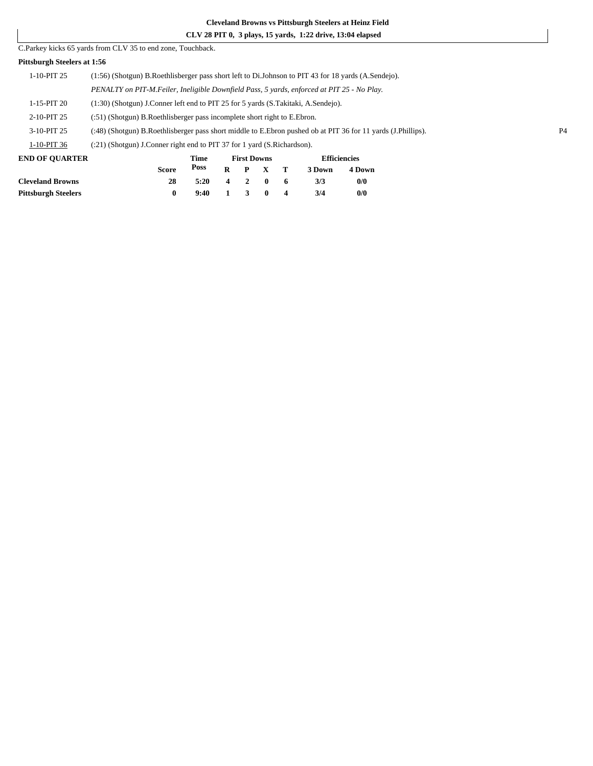**Cleveland Browns vs Pittsburgh Steelers at Heinz Field**

**CLV 28 PIT 0, 3 plays, 15 yards, 1:22 drive, 13:04 elapsed**

C.Parkey kicks 65 yards from CLV 35 to end zone, Touchback.

**Pittsburgh Steelers at 1:56**

| | | |
|---|---|---|
| 1-10-PIT 25 | (1:56) (Shotgun) B.Roethlisberger pass short left to Di.Johnson to PIT 43 for 18 yards (A.Sendejo). | |
| | *PENALTY on PIT-M.Feiler, Ineligible Downfield Pass, 5 yards, enforced at PIT 25 - No Play.* | |
| 1-15-PIT 20 | (1:30) (Shotgun) J.Conner left end to PIT 25 for 5 yards (S.Takitaki, A.Sendejo). | |
| 2-10-PIT 25 | (:51) (Shotgun) B.Roethlisberger pass incomplete short right to E.Ebron. | |
| 3-10-PIT 25 | (:48) (Shotgun) B.Roethlisberger pass short middle to E.Ebron pushed ob at PIT 36 for 11 yards (J.Phillips). | P4 |
| 1-10-PIT 36 | (:21) (Shotgun) J.Conner right end to PIT 37 for 1 yard (S.Richardson). | |

| END OF QUARTER | Score | Time Poss | First Downs R | P | X | T | Efficiencies 3 Down | 4 Down |
|---|---|---|---|---|---|---|---|---|
| **Cleveland Browns** | **28** | **5:20** | **4** | **2** | **0** | **6** | **3/3** | **0/0** |
| **Pittsburgh Steelers** | **0** | **9:40** | **1** | **3** | **0** | **4** | **3/4** | **0/0** |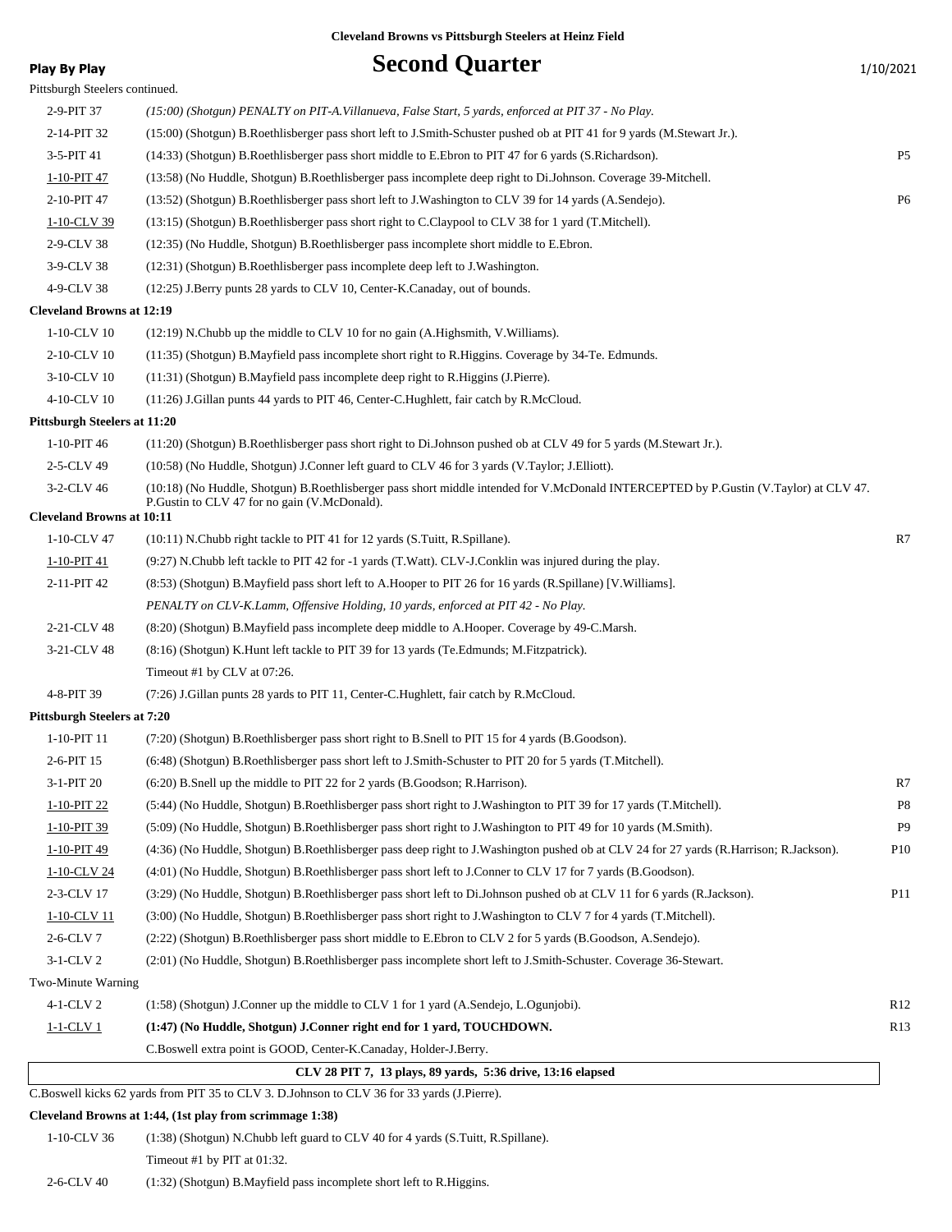**Cleveland Browns vs Pittsburgh Steelers at Heinz Field**

**Play By Play**

# Second Quarter

1/10/2021

Pittsburgh Steelers continued.

| Down | Play | |
|---|---|---|
| 2-9-PIT 37 | *(15:00) (Shotgun) PENALTY on PIT-A.Villanueva, False Start, 5 yards, enforced at PIT 37 - No Play.* | |
| 2-14-PIT 32 | (15:00) (Shotgun) B.Roethlisberger pass short left to J.Smith-Schuster pushed ob at PIT 41 for 9 yards (M.Stewart Jr.). | |
| 3-5-PIT 41 | (14:33) (Shotgun) B.Roethlisberger pass short middle to E.Ebron to PIT 47 for 6 yards (S.Richardson). | P5 |
| 1-10-PIT 47 | (13:58) (No Huddle, Shotgun) B.Roethlisberger pass incomplete deep right to Di.Johnson. Coverage 39-Mitchell. | |
| 2-10-PIT 47 | (13:52) (Shotgun) B.Roethlisberger pass short left to J.Washington to CLV 39 for 14 yards (A.Sendejo). | P6 |
| 1-10-CLV 39 | (13:15) (Shotgun) B.Roethlisberger pass short right to C.Claypool to CLV 38 for 1 yard (T.Mitchell). | |
| 2-9-CLV 38 | (12:35) (No Huddle, Shotgun) B.Roethlisberger pass incomplete short middle to E.Ebron. | |
| 3-9-CLV 38 | (12:31) (Shotgun) B.Roethlisberger pass incomplete deep left to J.Washington. | |
| 4-9-CLV 38 | (12:25) J.Berry punts 28 yards to CLV 10, Center-K.Canaday, out of bounds. | |

**Cleveland Browns at 12:19**

| Down | Play | |
|---|---|---|
| 1-10-CLV 10 | (12:19) N.Chubb up the middle to CLV 10 for no gain (A.Highsmith, V.Williams). | |
| 2-10-CLV 10 | (11:35) (Shotgun) B.Mayfield pass incomplete short right to R.Higgins. Coverage by 34-Te. Edmunds. | |
| 3-10-CLV 10 | (11:31) (Shotgun) B.Mayfield pass incomplete deep right to R.Higgins (J.Pierre). | |
| 4-10-CLV 10 | (11:26) J.Gillan punts 44 yards to PIT 46, Center-C.Hughlett, fair catch by R.McCloud. | |

**Pittsburgh Steelers at 11:20**

| Down | Play | |
|---|---|---|
| 1-10-PIT 46 | (11:20) (Shotgun) B.Roethlisberger pass short right to Di.Johnson pushed ob at CLV 49 for 5 yards (M.Stewart Jr.). | |
| 2-5-CLV 49 | (10:58) (No Huddle, Shotgun) J.Conner left guard to CLV 46 for 3 yards (V.Taylor; J.Elliott). | |
| 3-2-CLV 46 | (10:18) (No Huddle, Shotgun) B.Roethlisberger pass short middle intended for V.McDonald INTERCEPTED by P.Gustin (V.Taylor) at CLV 47. P.Gustin to CLV 47 for no gain (V.McDonald). | |

**Cleveland Browns at 10:11**

| Down | Play | |
|---|---|---|
| 1-10-CLV 47 | (10:11) N.Chubb right tackle to PIT 41 for 12 yards (S.Tuitt, R.Spillane). | R7 |
| 1-10-PIT 41 | (9:27) N.Chubb left tackle to PIT 42 for -1 yards (T.Watt). CLV-J.Conklin was injured during the play. | |
| 2-11-PIT 42 | (8:53) (Shotgun) B.Mayfield pass short left to A.Hooper to PIT 26 for 16 yards (R.Spillane) [V.Williams]. | |
| | *PENALTY on CLV-K.Lamm, Offensive Holding, 10 yards, enforced at PIT 42 - No Play.* | |
| 2-21-CLV 48 | (8:20) (Shotgun) B.Mayfield pass incomplete deep middle to A.Hooper. Coverage by 49-C.Marsh. | |
| 3-21-CLV 48 | (8:16) (Shotgun) K.Hunt left tackle to PIT 39 for 13 yards (Te.Edmunds; M.Fitzpatrick). | |
| | Timeout #1 by CLV at 07:26. | |
| 4-8-PIT 39 | (7:26) J.Gillan punts 28 yards to PIT 11, Center-C.Hughlett, fair catch by R.McCloud. | |

**Pittsburgh Steelers at 7:20**

| Down | Play | |
|---|---|---|
| 1-10-PIT 11 | (7:20) (Shotgun) B.Roethlisberger pass short right to B.Snell to PIT 15 for 4 yards (B.Goodson). | |
| 2-6-PIT 15 | (6:48) (Shotgun) B.Roethlisberger pass short left to J.Smith-Schuster to PIT 20 for 5 yards (T.Mitchell). | |
| 3-1-PIT 20 | (6:20) B.Snell up the middle to PIT 22 for 2 yards (B.Goodson; R.Harrison). | R7 |
| 1-10-PIT 22 | (5:44) (No Huddle, Shotgun) B.Roethlisberger pass short right to J.Washington to PIT 39 for 17 yards (T.Mitchell). | P8 |
| 1-10-PIT 39 | (5:09) (No Huddle, Shotgun) B.Roethlisberger pass short right to J.Washington to PIT 49 for 10 yards (M.Smith). | P9 |
| 1-10-PIT 49 | (4:36) (No Huddle, Shotgun) B.Roethlisberger pass deep right to J.Washington pushed ob at CLV 24 for 27 yards (R.Harrison; R.Jackson). | P10 |
| 1-10-CLV 24 | (4:01) (No Huddle, Shotgun) B.Roethlisberger pass short left to J.Conner to CLV 17 for 7 yards (B.Goodson). | |
| 2-3-CLV 17 | (3:29) (No Huddle, Shotgun) B.Roethlisberger pass short left to Di.Johnson pushed ob at CLV 11 for 6 yards (R.Jackson). | P11 |
| 1-10-CLV 11 | (3:00) (No Huddle, Shotgun) B.Roethlisberger pass short right to J.Washington to CLV 7 for 4 yards (T.Mitchell). | |
| 2-6-CLV 7 | (2:22) (Shotgun) B.Roethlisberger pass short middle to E.Ebron to CLV 2 for 5 yards (B.Goodson, A.Sendejo). | |
| 3-1-CLV 2 | (2:01) (No Huddle, Shotgun) B.Roethlisberger pass incomplete short left to J.Smith-Schuster. Coverage 36-Stewart. | |
| Two-Minute Warning | | |
| 4-1-CLV 2 | (1:58) (Shotgun) J.Conner up the middle to CLV 1 for 1 yard (A.Sendejo, L.Ogunjobi). | R12 |
| **1-1-CLV 1** | **(1:47) (No Huddle, Shotgun) J.Conner right end for 1 yard, TOUCHDOWN.** | R13 |
| | C.Boswell extra point is GOOD, Center-K.Canaday, Holder-J.Berry. | |

**CLV 28 PIT 7, 13 plays, 89 yards, 5:36 drive, 13:16 elapsed**

C.Boswell kicks 62 yards from PIT 35 to CLV 3. D.Johnson to CLV 36 for 33 yards (J.Pierre).

**Cleveland Browns at 1:44, (1st play from scrimmage 1:38)**

| Down | Play |
|---|---|
| 1-10-CLV 36 | (1:38) (Shotgun) N.Chubb left guard to CLV 40 for 4 yards (S.Tuitt, R.Spillane). |
| | Timeout #1 by PIT at 01:32. |
| 2-6-CLV 40 | (1:32) (Shotgun) B.Mayfield pass incomplete short left to R.Higgins. |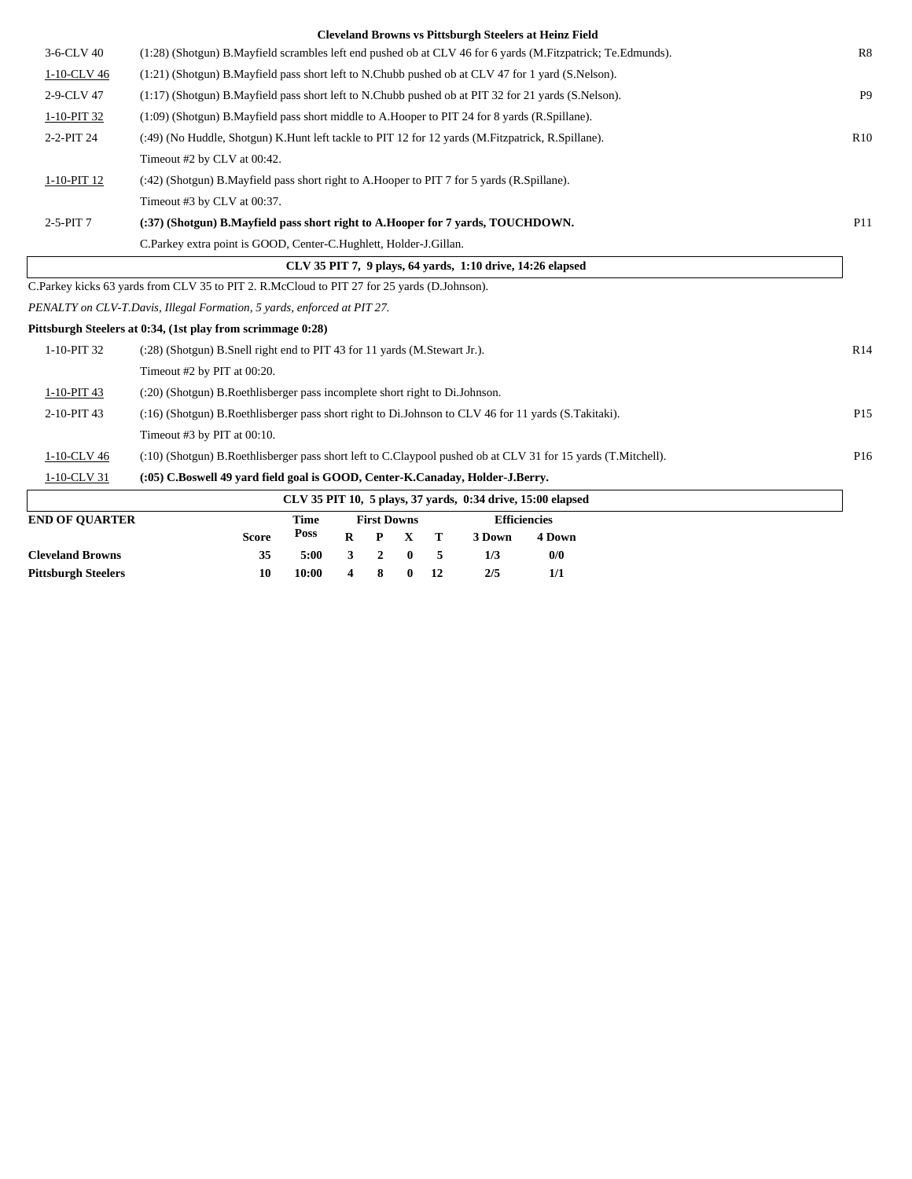# Cleveland Browns vs Pittsburgh Steelers at Heinz Field

| Down | Play | |
|---|---|---|
| 3-6-CLV 40 | (1:28) (Shotgun) B.Mayfield scrambles left end pushed ob at CLV 46 for 6 yards (M.Fitzpatrick; Te.Edmunds). | R8 |
| 1-10-CLV 46 | (1:21) (Shotgun) B.Mayfield pass short left to N.Chubb pushed ob at CLV 47 for 1 yard (S.Nelson). | |
| 2-9-CLV 47 | (1:17) (Shotgun) B.Mayfield pass short left to N.Chubb pushed ob at PIT 32 for 21 yards (S.Nelson). | P9 |
| 1-10-PIT 32 | (1:09) (Shotgun) B.Mayfield pass short middle to A.Hooper to PIT 24 for 8 yards (R.Spillane). | |
| 2-2-PIT 24 | (:49) (No Huddle, Shotgun) K.Hunt left tackle to PIT 12 for 12 yards (M.Fitzpatrick, R.Spillane). | R10 |
| | Timeout #2 by CLV at 00:42. | |
| 1-10-PIT 12 | (:42) (Shotgun) B.Mayfield pass short right to A.Hooper to PIT 7 for 5 yards (R.Spillane). | |
| | Timeout #3 by CLV at 00:37. | |
| 2-5-PIT 7 | **(:37) (Shotgun) B.Mayfield pass short right to A.Hooper for 7 yards, TOUCHDOWN.** | P11 |
| | C.Parkey extra point is GOOD, Center-C.Hughlett, Holder-J.Gillan. | |

**CLV 35 PIT 7, 9 plays, 64 yards, 1:10 drive, 14:26 elapsed**

C.Parkey kicks 63 yards from CLV 35 to PIT 2. R.McCloud to PIT 27 for 25 yards (D.Johnson).

*PENALTY on CLV-T.Davis, Illegal Formation, 5 yards, enforced at PIT 27.*

**Pittsburgh Steelers at 0:34, (1st play from scrimmage 0:28)**

| Down | Play | |
|---|---|---|
| 1-10-PIT 32 | (:28) (Shotgun) B.Snell right end to PIT 43 for 11 yards (M.Stewart Jr.). | R14 |
| | Timeout #2 by PIT at 00:20. | |
| 1-10-PIT 43 | (:20) (Shotgun) B.Roethlisberger pass incomplete short right to Di.Johnson. | |
| 2-10-PIT 43 | (:16) (Shotgun) B.Roethlisberger pass short right to Di.Johnson to CLV 46 for 11 yards (S.Takitaki). | P15 |
| | Timeout #3 by PIT at 00:10. | |
| 1-10-CLV 46 | (:10) (Shotgun) B.Roethlisberger pass short left to C.Claypool pushed ob at CLV 31 for 15 yards (T.Mitchell). | P16 |
| 1-10-CLV 31 | **(:05) C.Boswell 49 yard field goal is GOOD, Center-K.Canaday, Holder-J.Berry.** | |

**CLV 35 PIT 10, 5 plays, 37 yards, 0:34 drive, 15:00 elapsed**

| END OF QUARTER | Score | Time Poss | First Downs R | P | X | T | Efficiencies 3 Down | 4 Down |
|---|---|---|---|---|---|---|---|---|
| **Cleveland Browns** | **35** | **5:00** | **3** | **2** | **0** | **5** | **1/3** | **0/0** |
| **Pittsburgh Steelers** | **10** | **10:00** | **4** | **8** | **0** | **12** | **2/5** | **1/1** |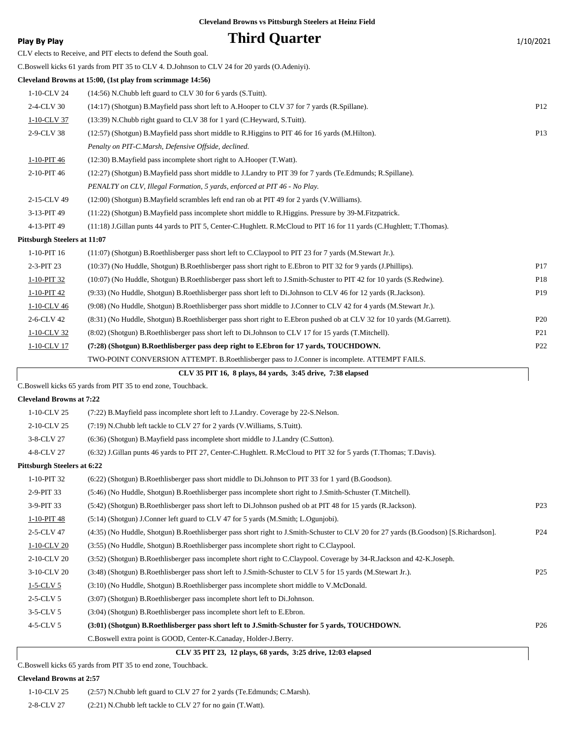Cleveland Browns vs Pittsburgh Steelers at Heinz Field

**Play By Play**

# Third Quarter

1/10/2021

CLV elects to Receive, and PIT elects to defend the South goal.

C.Boswell kicks 61 yards from PIT 35 to CLV 4. D.Johnson to CLV 24 for 20 yards (O.Adeniyi).

**Cleveland Browns at 15:00, (1st play from scrimmage 14:56)**

| Down | Play | |
|---|---|---|
| 1-10-CLV 24 | (14:56) N.Chubb left guard to CLV 30 for 6 yards (S.Tuitt). | |
| 2-4-CLV 30 | (14:17) (Shotgun) B.Mayfield pass short left to A.Hooper to CLV 37 for 7 yards (R.Spillane). | P12 |
| 1-10-CLV 37 | (13:39) N.Chubb right guard to CLV 38 for 1 yard (C.Heyward, S.Tuitt). | |
| 2-9-CLV 38 | (12:57) (Shotgun) B.Mayfield pass short middle to R.Higgins to PIT 46 for 16 yards (M.Hilton). | P13 |
| | *Penalty on PIT-C.Marsh, Defensive Offside, declined.* | |
| 1-10-PIT 46 | (12:30) B.Mayfield pass incomplete short right to A.Hooper (T.Watt). | |
| 2-10-PIT 46 | (12:27) (Shotgun) B.Mayfield pass short middle to J.Landry to PIT 39 for 7 yards (Te.Edmunds; R.Spillane). | |
| | *PENALTY on CLV, Illegal Formation, 5 yards, enforced at PIT 46 - No Play.* | |
| 2-15-CLV 49 | (12:00) (Shotgun) B.Mayfield scrambles left end ran ob at PIT 49 for 2 yards (V.Williams). | |
| 3-13-PIT 49 | (11:22) (Shotgun) B.Mayfield pass incomplete short middle to R.Higgins. Pressure by 39-M.Fitzpatrick. | |
| 4-13-PIT 49 | (11:18) J.Gillan punts 44 yards to PIT 5, Center-C.Hughlett. R.McCloud to PIT 16 for 11 yards (C.Hughlett; T.Thomas). | |

**Pittsburgh Steelers at 11:07**

| Down | Play | |
|---|---|---|
| 1-10-PIT 16 | (11:07) (Shotgun) B.Roethlisberger pass short left to C.Claypool to PIT 23 for 7 yards (M.Stewart Jr.). | |
| 2-3-PIT 23 | (10:37) (No Huddle, Shotgun) B.Roethlisberger pass short right to E.Ebron to PIT 32 for 9 yards (J.Phillips). | P17 |
| 1-10-PIT 32 | (10:07) (No Huddle, Shotgun) B.Roethlisberger pass short left to J.Smith-Schuster to PIT 42 for 10 yards (S.Redwine). | P18 |
| 1-10-PIT 42 | (9:33) (No Huddle, Shotgun) B.Roethlisberger pass short left to Di.Johnson to CLV 46 for 12 yards (R.Jackson). | P19 |
| 1-10-CLV 46 | (9:08) (No Huddle, Shotgun) B.Roethlisberger pass short middle to J.Conner to CLV 42 for 4 yards (M.Stewart Jr.). | |
| 2-6-CLV 42 | (8:31) (No Huddle, Shotgun) B.Roethlisberger pass short right to E.Ebron pushed ob at CLV 32 for 10 yards (M.Garrett). | P20 |
| 1-10-CLV 32 | (8:02) (Shotgun) B.Roethlisberger pass short left to Di.Johnson to CLV 17 for 15 yards (T.Mitchell). | P21 |
| 1-10-CLV 17 | **(7:28) (Shotgun) B.Roethlisberger pass deep right to E.Ebron for 17 yards, TOUCHDOWN.** | P22 |
| | TWO-POINT CONVERSION ATTEMPT. B.Roethlisberger pass to J.Conner is incomplete. ATTEMPT FAILS. | |

**CLV 35 PIT 16, 8 plays, 84 yards, 3:45 drive, 7:38 elapsed**

C.Boswell kicks 65 yards from PIT 35 to end zone, Touchback.

**Cleveland Browns at 7:22**

| Down | Play | |
|---|---|---|
| 1-10-CLV 25 | (7:22) B.Mayfield pass incomplete short left to J.Landry. Coverage by 22-S.Nelson. | |
| 2-10-CLV 25 | (7:19) N.Chubb left tackle to CLV 27 for 2 yards (V.Williams, S.Tuitt). | |
| 3-8-CLV 27 | (6:36) (Shotgun) B.Mayfield pass incomplete short middle to J.Landry (C.Sutton). | |
| 4-8-CLV 27 | (6:32) J.Gillan punts 46 yards to PIT 27, Center-C.Hughlett. R.McCloud to PIT 32 for 5 yards (T.Thomas; T.Davis). | |

**Pittsburgh Steelers at 6:22**

| Down | Play | |
|---|---|---|
| 1-10-PIT 32 | (6:22) (Shotgun) B.Roethlisberger pass short middle to Di.Johnson to PIT 33 for 1 yard (B.Goodson). | |
| 2-9-PIT 33 | (5:46) (No Huddle, Shotgun) B.Roethlisberger pass incomplete short right to J.Smith-Schuster (T.Mitchell). | |
| 3-9-PIT 33 | (5:42) (Shotgun) B.Roethlisberger pass short left to Di.Johnson pushed ob at PIT 48 for 15 yards (R.Jackson). | P23 |
| 1-10-PIT 48 | (5:14) (Shotgun) J.Conner left guard to CLV 47 for 5 yards (M.Smith; L.Ogunjobi). | |
| 2-5-CLV 47 | (4:35) (No Huddle, Shotgun) B.Roethlisberger pass short right to J.Smith-Schuster to CLV 20 for 27 yards (B.Goodson) [S.Richardson]. | P24 |
| 1-10-CLV 20 | (3:55) (No Huddle, Shotgun) B.Roethlisberger pass incomplete short right to C.Claypool. | |
| 2-10-CLV 20 | (3:52) (Shotgun) B.Roethlisberger pass incomplete short right to C.Claypool. Coverage by 34-R.Jackson and 42-K.Joseph. | |
| 3-10-CLV 20 | (3:48) (Shotgun) B.Roethlisberger pass short left to J.Smith-Schuster to CLV 5 for 15 yards (M.Stewart Jr.). | P25 |
| 1-5-CLV 5 | (3:10) (No Huddle, Shotgun) B.Roethlisberger pass incomplete short middle to V.McDonald. | |
| 2-5-CLV 5 | (3:07) (Shotgun) B.Roethlisberger pass incomplete short left to Di.Johnson. | |
| 3-5-CLV 5 | (3:04) (Shotgun) B.Roethlisberger pass incomplete short left to E.Ebron. | |
| 4-5-CLV 5 | **(3:01) (Shotgun) B.Roethlisberger pass short left to J.Smith-Schuster for 5 yards, TOUCHDOWN.** | P26 |
| | C.Boswell extra point is GOOD, Center-K.Canaday, Holder-J.Berry. | |

**CLV 35 PIT 23, 12 plays, 68 yards, 3:25 drive, 12:03 elapsed**

C.Boswell kicks 65 yards from PIT 35 to end zone, Touchback.

**Cleveland Browns at 2:57**

| Down | Play | |
|---|---|---|
| 1-10-CLV 25 | (2:57) N.Chubb left guard to CLV 27 for 2 yards (Te.Edmunds; C.Marsh). | |
| 2-8-CLV 27 | (2:21) N.Chubb left tackle to CLV 27 for no gain (T.Watt). | |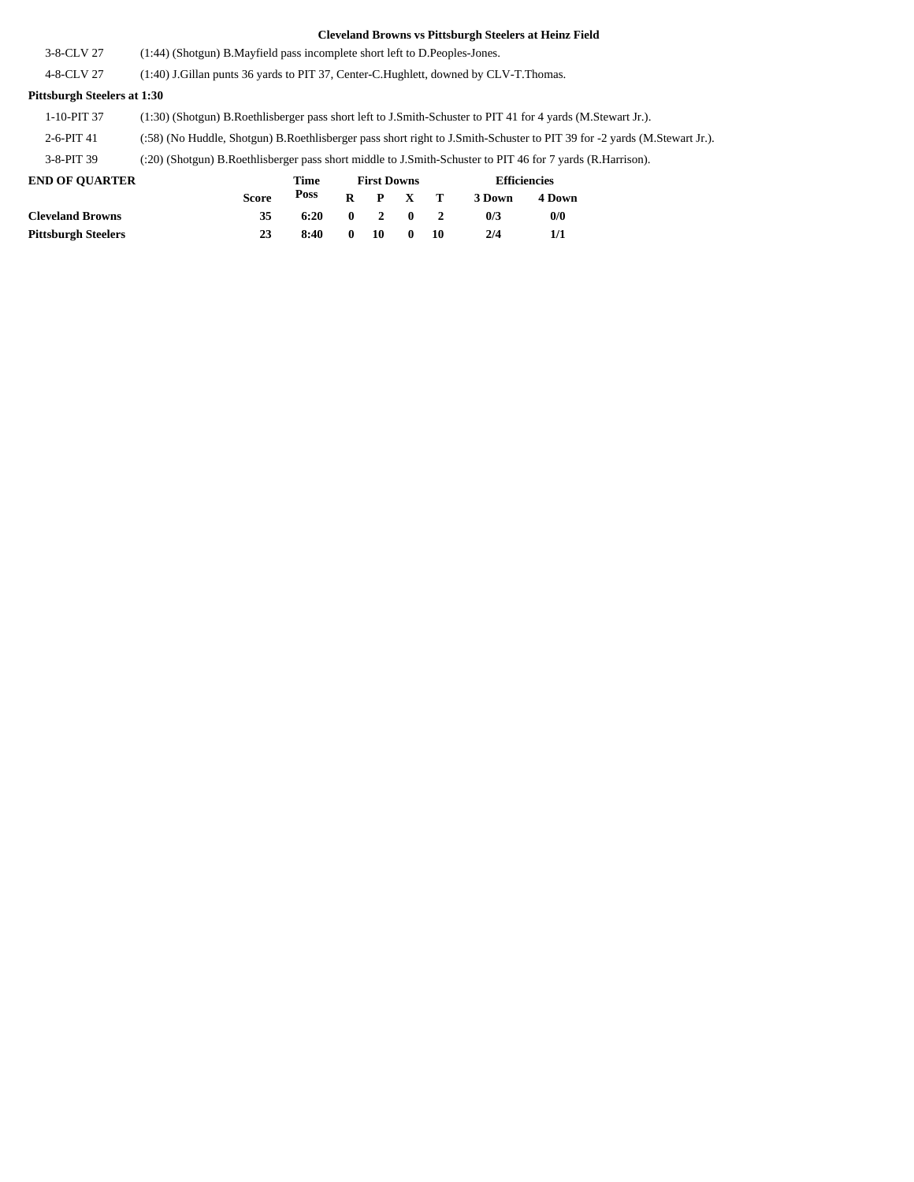**Cleveland Browns vs Pittsburgh Steelers at Heinz Field**

| | |
|---|---|
| 3-8-CLV 27 | (1:44) (Shotgun) B.Mayfield pass incomplete short left to D.Peoples-Jones. |
| 4-8-CLV 27 | (1:40) J.Gillan punts 36 yards to PIT 37, Center-C.Hughlett, downed by CLV-T.Thomas. |

**Pittsburgh Steelers at 1:30**

| | |
|---|---|
| 1-10-PIT 37 | (1:30) (Shotgun) B.Roethlisberger pass short left to J.Smith-Schuster to PIT 41 for 4 yards (M.Stewart Jr.). |
| 2-6-PIT 41 | (:58) (No Huddle, Shotgun) B.Roethlisberger pass short right to J.Smith-Schuster to PIT 39 for -2 yards (M.Stewart Jr.). |
| 3-8-PIT 39 | (:20) (Shotgun) B.Roethlisberger pass short middle to J.Smith-Schuster to PIT 46 for 7 yards (R.Harrison). |

| END OF QUARTER | | Time | First Downs | | | | Efficiencies | |
|---|---|---|---|---|---|---|---|---|
| | Score | Poss | R | P | X | T | 3 Down | 4 Down |
| **Cleveland Browns** | 35 | 6:20 | 0 | 2 | 0 | 2 | 0/3 | 0/0 |
| **Pittsburgh Steelers** | 23 | 8:40 | 0 | 10 | 0 | 10 | 2/4 | 1/1 |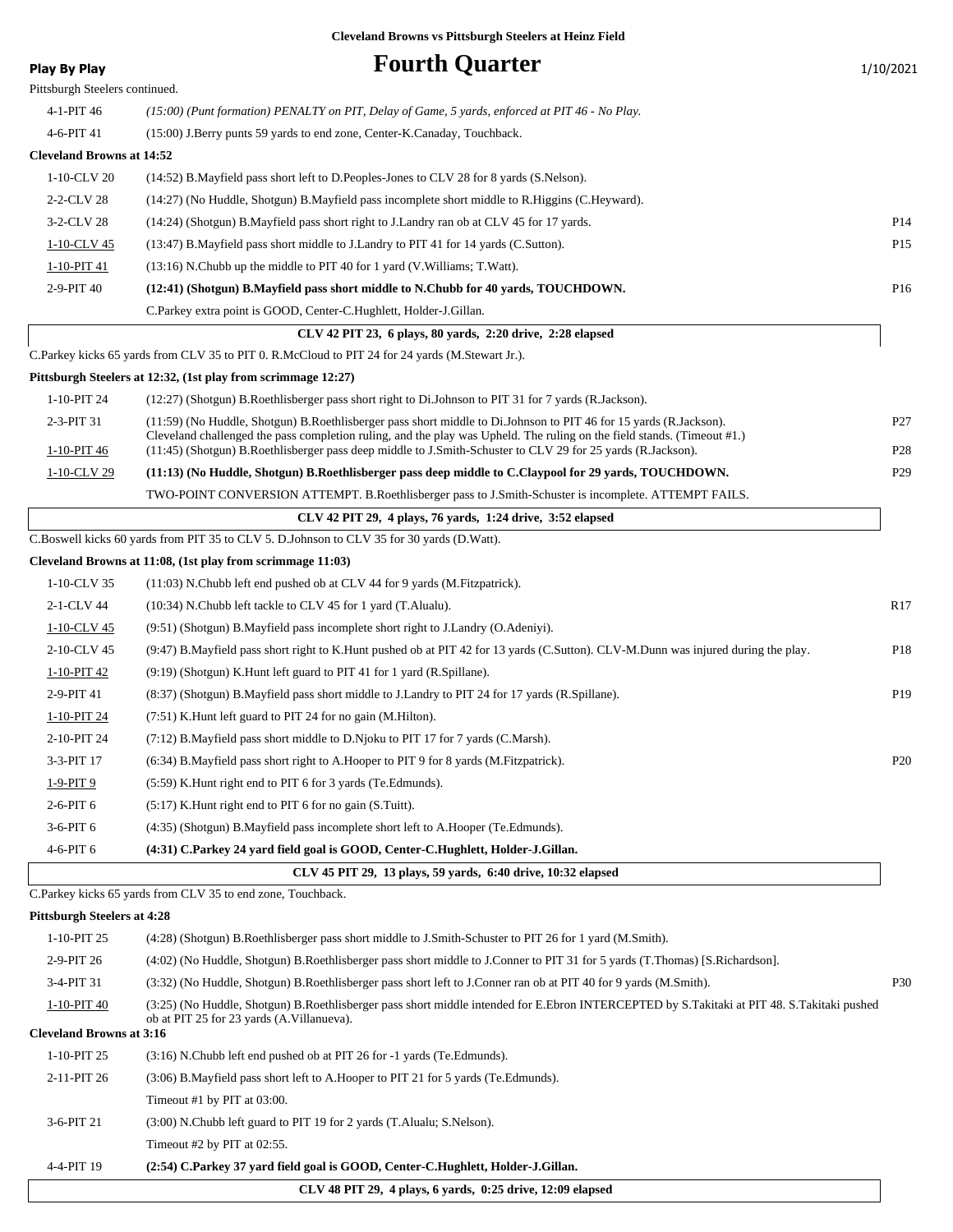**Cleveland Browns vs Pittsburgh Steelers at Heinz Field**

**Play By Play**

# Fourth Quarter

1/10/2021

Pittsburgh Steelers continued.

| | | |
|---|---|---|
| 4-1-PIT 46 | *(15:00) (Punt formation) PENALTY on PIT, Delay of Game, 5 yards, enforced at PIT 46 - No Play.* | |
| 4-6-PIT 41 | (15:00) J.Berry punts 59 yards to end zone, Center-K.Canaday, Touchback. | |

**Cleveland Browns at 14:52**

| | | |
|---|---|---|
| 1-10-CLV 20 | (14:52) B.Mayfield pass short left to D.Peoples-Jones to CLV 28 for 8 yards (S.Nelson). | |
| 2-2-CLV 28 | (14:27) (No Huddle, Shotgun) B.Mayfield pass incomplete short middle to R.Higgins (C.Heyward). | |
| 3-2-CLV 28 | (14:24) (Shotgun) B.Mayfield pass short right to J.Landry ran ob at CLV 45 for 17 yards. | P14 |
| 1-10-CLV 45 | (13:47) B.Mayfield pass short middle to J.Landry to PIT 41 for 14 yards (C.Sutton). | P15 |
| 1-10-PIT 41 | (13:16) N.Chubb up the middle to PIT 40 for 1 yard (V.Williams; T.Watt). | |
| 2-9-PIT 40 | **(12:41) (Shotgun) B.Mayfield pass short middle to N.Chubb for 40 yards, TOUCHDOWN.** | P16 |
| | C.Parkey extra point is GOOD, Center-C.Hughlett, Holder-J.Gillan. | |

**CLV 42 PIT 23, 6 plays, 80 yards, 2:20 drive, 2:28 elapsed**

C.Parkey kicks 65 yards from CLV 35 to PIT 0. R.McCloud to PIT 24 for 24 yards (M.Stewart Jr.).

**Pittsburgh Steelers at 12:32, (1st play from scrimmage 12:27)**

| | | |
|---|---|---|
| 1-10-PIT 24 | (12:27) (Shotgun) B.Roethlisberger pass short right to Di.Johnson to PIT 31 for 7 yards (R.Jackson). | |
| 2-3-PIT 31 | (11:59) (No Huddle, Shotgun) B.Roethlisberger pass short middle to Di.Johnson to PIT 46 for 15 yards (R.Jackson). Cleveland challenged the pass completion ruling, and the play was Upheld. The ruling on the field stands. (Timeout #1.) | P27 |
| 1-10-PIT 46 | (11:45) (Shotgun) B.Roethlisberger pass deep middle to J.Smith-Schuster to CLV 29 for 25 yards (R.Jackson). | P28 |
| 1-10-CLV 29 | **(11:13) (No Huddle, Shotgun) B.Roethlisberger pass deep middle to C.Claypool for 29 yards, TOUCHDOWN.** | P29 |
| | TWO-POINT CONVERSION ATTEMPT. B.Roethlisberger pass to J.Smith-Schuster is incomplete. ATTEMPT FAILS. | |

**CLV 42 PIT 29, 4 plays, 76 yards, 1:24 drive, 3:52 elapsed**

C.Boswell kicks 60 yards from PIT 35 to CLV 5. D.Johnson to CLV 35 for 30 yards (D.Watt).

**Cleveland Browns at 11:08, (1st play from scrimmage 11:03)**

| | | |
|---|---|---|
| 1-10-CLV 35 | (11:03) N.Chubb left end pushed ob at CLV 44 for 9 yards (M.Fitzpatrick). | |
| 2-1-CLV 44 | (10:34) N.Chubb left tackle to CLV 45 for 1 yard (T.Alualu). | R17 |
| 1-10-CLV 45 | (9:51) (Shotgun) B.Mayfield pass incomplete short right to J.Landry (O.Adeniyi). | |
| 2-10-CLV 45 | (9:47) B.Mayfield pass short right to K.Hunt pushed ob at PIT 42 for 13 yards (C.Sutton). CLV-M.Dunn was injured during the play. | P18 |
| 1-10-PIT 42 | (9:19) (Shotgun) K.Hunt left guard to PIT 41 for 1 yard (R.Spillane). | |
| 2-9-PIT 41 | (8:37) (Shotgun) B.Mayfield pass short middle to J.Landry to PIT 24 for 17 yards (R.Spillane). | P19 |
| 1-10-PIT 24 | (7:51) K.Hunt left guard to PIT 24 for no gain (M.Hilton). | |
| 2-10-PIT 24 | (7:12) B.Mayfield pass short middle to D.Njoku to PIT 17 for 7 yards (C.Marsh). | |
| 3-3-PIT 17 | (6:34) B.Mayfield pass short right to A.Hooper to PIT 9 for 8 yards (M.Fitzpatrick). | P20 |
| 1-9-PIT 9 | (5:59) K.Hunt right end to PIT 6 for 3 yards (Te.Edmunds). | |
| 2-6-PIT 6 | (5:17) K.Hunt right end to PIT 6 for no gain (S.Tuitt). | |
| 3-6-PIT 6 | (4:35) (Shotgun) B.Mayfield pass incomplete short left to A.Hooper (Te.Edmunds). | |
| 4-6-PIT 6 | **(4:31) C.Parkey 24 yard field goal is GOOD, Center-C.Hughlett, Holder-J.Gillan.** | |

**CLV 45 PIT 29, 13 plays, 59 yards, 6:40 drive, 10:32 elapsed**

C.Parkey kicks 65 yards from CLV 35 to end zone, Touchback.

**Pittsburgh Steelers at 4:28**

| | | |
|---|---|---|
| 1-10-PIT 25 | (4:28) (Shotgun) B.Roethlisberger pass short middle to J.Smith-Schuster to PIT 26 for 1 yard (M.Smith). | |
| 2-9-PIT 26 | (4:02) (No Huddle, Shotgun) B.Roethlisberger pass short middle to J.Conner to PIT 31 for 5 yards (T.Thomas) [S.Richardson]. | |
| 3-4-PIT 31 | (3:32) (No Huddle, Shotgun) B.Roethlisberger pass short left to J.Conner ran ob at PIT 40 for 9 yards (M.Smith). | P30 |
| 1-10-PIT 40 | (3:25) (No Huddle, Shotgun) B.Roethlisberger pass short middle intended for E.Ebron INTERCEPTED by S.Takitaki at PIT 48. S.Takitaki pushed ob at PIT 25 for 23 yards (A.Villanueva). | |

**Cleveland Browns at 3:16**

| | | |
|---|---|---|
| 1-10-PIT 25 | (3:16) N.Chubb left end pushed ob at PIT 26 for -1 yards (Te.Edmunds). | |
| 2-11-PIT 26 | (3:06) B.Mayfield pass short left to A.Hooper to PIT 21 for 5 yards (Te.Edmunds). | |
| | Timeout #1 by PIT at 03:00. | |
| 3-6-PIT 21 | (3:00) N.Chubb left guard to PIT 19 for 2 yards (T.Alualu; S.Nelson). | |
| | Timeout #2 by PIT at 02:55. | |
| 4-4-PIT 19 | **(2:54) C.Parkey 37 yard field goal is GOOD, Center-C.Hughlett, Holder-J.Gillan.** | |

**CLV 48 PIT 29, 4 plays, 6 yards, 0:25 drive, 12:09 elapsed**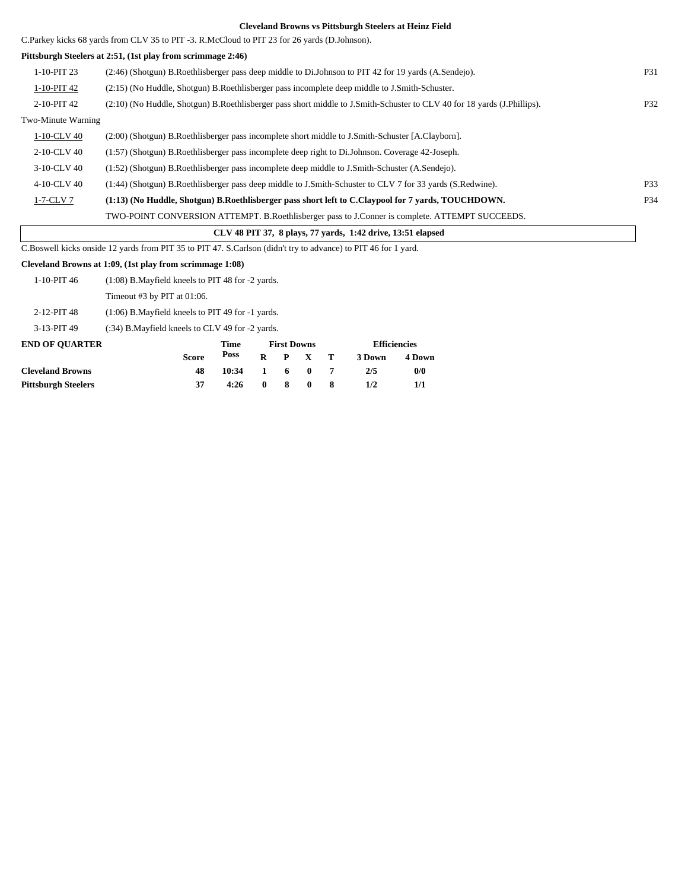**Cleveland Browns vs Pittsburgh Steelers at Heinz Field**

C.Parkey kicks 68 yards from CLV 35 to PIT -3. R.McCloud to PIT 23 for 26 yards (D.Johnson).

**Pittsburgh Steelers at 2:51, (1st play from scrimmage 2:46)**

| Down | Play | |
|---|---|---|
| 1-10-PIT 23 | (2:46) (Shotgun) B.Roethlisberger pass deep middle to Di.Johnson to PIT 42 for 19 yards (A.Sendejo). | P31 |
| 1-10-PIT 42 | (2:15) (No Huddle, Shotgun) B.Roethlisberger pass incomplete deep middle to J.Smith-Schuster. | |
| 2-10-PIT 42 | (2:10) (No Huddle, Shotgun) B.Roethlisberger pass short middle to J.Smith-Schuster to CLV 40 for 18 yards (J.Phillips). | P32 |
| Two-Minute Warning | | |
| 1-10-CLV 40 | (2:00) (Shotgun) B.Roethlisberger pass incomplete short middle to J.Smith-Schuster [A.Clayborn]. | |
| 2-10-CLV 40 | (1:57) (Shotgun) B.Roethlisberger pass incomplete deep right to Di.Johnson. Coverage 42-Joseph. | |
| 3-10-CLV 40 | (1:52) (Shotgun) B.Roethlisberger pass incomplete deep middle to J.Smith-Schuster (A.Sendejo). | |
| 4-10-CLV 40 | (1:44) (Shotgun) B.Roethlisberger pass deep middle to J.Smith-Schuster to CLV 7 for 33 yards (S.Redwine). | P33 |
| 1-7-CLV 7 | **(1:13) (No Huddle, Shotgun) B.Roethlisberger pass short left to C.Claypool for 7 yards, TOUCHDOWN.** | P34 |
| | TWO-POINT CONVERSION ATTEMPT. B.Roethlisberger pass to J.Conner is complete. ATTEMPT SUCCEEDS. | |

**CLV 48 PIT 37, 8 plays, 77 yards, 1:42 drive, 13:51 elapsed**

C.Boswell kicks onside 12 yards from PIT 35 to PIT 47. S.Carlson (didn't try to advance) to PIT 46 for 1 yard.

**Cleveland Browns at 1:09, (1st play from scrimmage 1:08)**

| Down | Play |
|---|---|
| 1-10-PIT 46 | (1:08) B.Mayfield kneels to PIT 48 for -2 yards. |
| | Timeout #3 by PIT at 01:06. |
| 2-12-PIT 48 | (1:06) B.Mayfield kneels to PIT 49 for -1 yards. |
| 3-13-PIT 49 | (:34) B.Mayfield kneels to CLV 49 for -2 yards. |

| END OF QUARTER | Score | Time Poss | First Downs R | P | X | T | Efficiencies 3 Down | 4 Down |
|---|---|---|---|---|---|---|---|---|
| **Cleveland Browns** | **48** | **10:34** | **1** | **6** | **0** | **7** | **2/5** | **0/0** |
| **Pittsburgh Steelers** | **37** | **4:26** | **0** | **8** | **0** | **8** | **1/2** | **1/1** |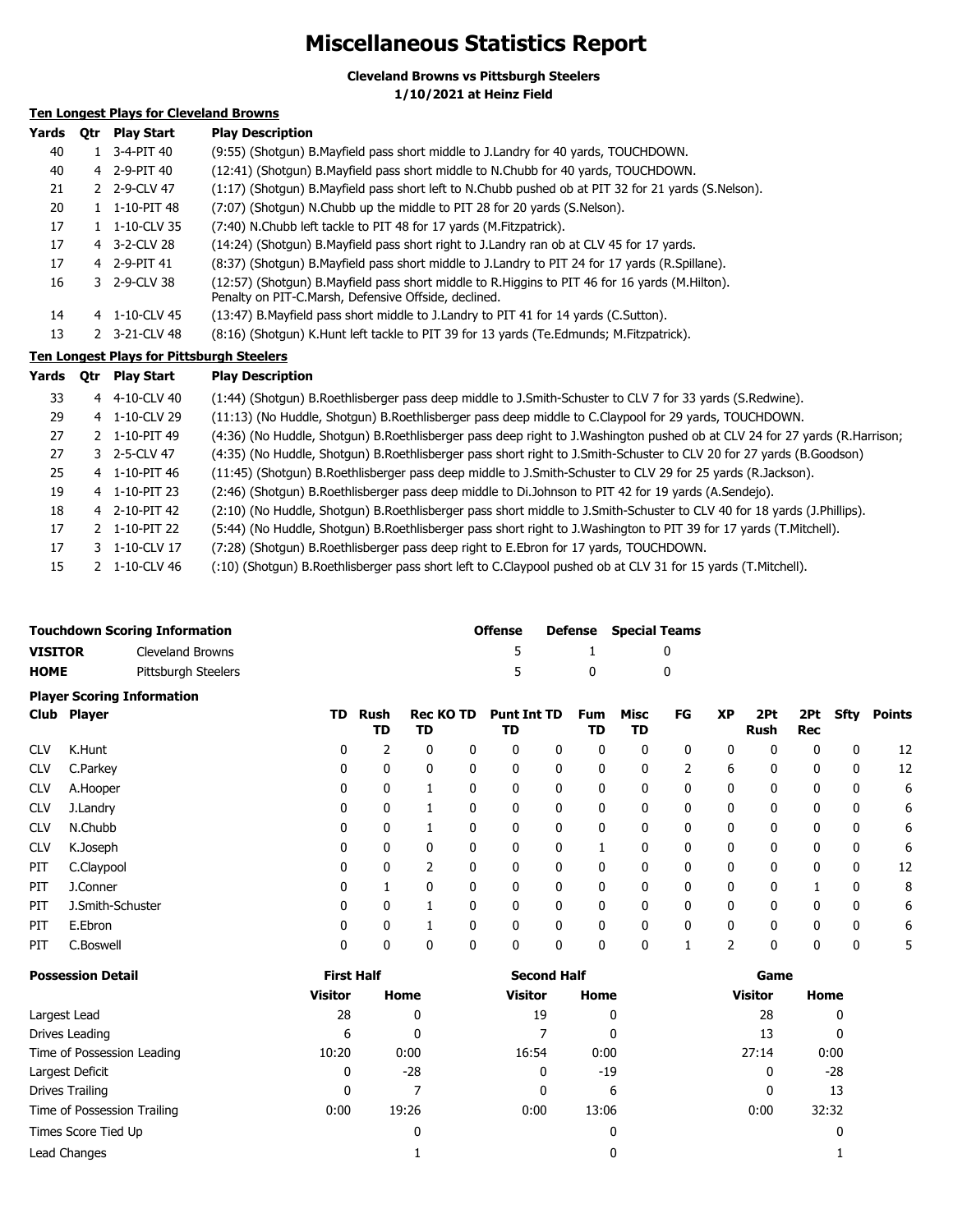# Miscellaneous Statistics Report

**Cleveland Browns vs Pittsburgh Steelers**
**1/10/2021 at Heinz Field**

### Ten Longest Plays for Cleveland Browns

| Yards | Qtr | Play Start | Play Description |
|---|---|---|---|
| 40 | 1 | 3-4-PIT 40 | (9:55) (Shotgun) B.Mayfield pass short middle to J.Landry for 40 yards, TOUCHDOWN. |
| 40 | 4 | 2-9-PIT 40 | (12:41) (Shotgun) B.Mayfield pass short middle to N.Chubb for 40 yards, TOUCHDOWN. |
| 21 | 2 | 2-9-CLV 47 | (1:17) (Shotgun) B.Mayfield pass short left to N.Chubb pushed ob at PIT 32 for 21 yards (S.Nelson). |
| 20 | 1 | 1-10-PIT 48 | (7:07) (Shotgun) N.Chubb up the middle to PIT 28 for 20 yards (S.Nelson). |
| 17 | 1 | 1-10-CLV 35 | (7:40) N.Chubb left tackle to PIT 48 for 17 yards (M.Fitzpatrick). |
| 17 | 4 | 3-2-CLV 28 | (14:24) (Shotgun) B.Mayfield pass short right to J.Landry ran ob at CLV 45 for 17 yards. |
| 17 | 4 | 2-9-PIT 41 | (8:37) (Shotgun) B.Mayfield pass short middle to J.Landry to PIT 24 for 17 yards (R.Spillane). |
| 16 | 3 | 2-9-CLV 38 | (12:57) (Shotgun) B.Mayfield pass short middle to R.Higgins to PIT 46 for 16 yards (M.Hilton). Penalty on PIT-C.Marsh, Defensive Offside, declined. |
| 14 | 4 | 1-10-CLV 45 | (13:47) B.Mayfield pass short middle to J.Landry to PIT 41 for 14 yards (C.Sutton). |
| 13 | 2 | 3-21-CLV 48 | (8:16) (Shotgun) K.Hunt left tackle to PIT 39 for 13 yards (Te.Edmunds; M.Fitzpatrick). |

### Ten Longest Plays for Pittsburgh Steelers

| Yards | Qtr | Play Start | Play Description |
|---|---|---|---|
| 33 | 4 | 4-10-CLV 40 | (1:44) (Shotgun) B.Roethlisberger pass deep middle to J.Smith-Schuster to CLV 7 for 33 yards (S.Redwine). |
| 29 | 4 | 1-10-CLV 29 | (11:13) (No Huddle, Shotgun) B.Roethlisberger pass deep middle to C.Claypool for 29 yards, TOUCHDOWN. |
| 27 | 2 | 1-10-PIT 49 | (4:36) (No Huddle, Shotgun) B.Roethlisberger pass deep right to J.Washington pushed ob at CLV 24 for 27 yards (R.Harrison; |
| 27 | 3 | 2-5-CLV 47 | (4:35) (Shotgun) B.Roethlisberger pass short right to J.Smith-Schuster to CLV 20 for 27 yards (B.Goodson) |
| 25 | 4 | 1-10-PIT 46 | (11:45) (Shotgun) B.Roethlisberger pass deep middle to J.Smith-Schuster to CLV 29 for 25 yards (R.Jackson). |
| 19 | 4 | 1-10-PIT 23 | (2:46) (Shotgun) B.Roethlisberger pass deep middle to Di.Johnson to PIT 42 for 19 yards (A.Sendejo). |
| 18 | 4 | 2-10-PIT 42 | (2:10) (No Huddle, Shotgun) B.Roethlisberger pass short middle to J.Smith-Schuster to CLV 40 for 18 yards (J.Phillips). |
| 17 | 2 | 1-10-PIT 22 | (5:44) (No Huddle, Shotgun) B.Roethlisberger pass short right to J.Washington to PIT 39 for 17 yards (T.Mitchell). |
| 17 | 3 | 1-10-CLV 17 | (7:28) (Shotgun) B.Roethlisberger pass deep right to E.Ebron for 17 yards, TOUCHDOWN. |
| 15 | 2 | 1-10-CLV 46 | (:10) (Shotgun) B.Roethlisberger pass short left to C.Claypool pushed ob at CLV 31 for 15 yards (T.Mitchell). |

### Touchdown Scoring Information

| | | Offense | Defense | Special Teams |
|---|---|---|---|---|
| **VISITOR** | Cleveland Browns | 5 | 1 | 0 |
| **HOME** | Pittsburgh Steelers | 5 | 0 | 0 |

### Player Scoring Information

| Club | Player | TD | Rush TD | Rec TD | KO TD | Punt TD | Int TD | Fum TD | Misc TD | FG | XP | 2Pt Rush | 2Pt Rec | Sfty | Points |
|---|---|---|---|---|---|---|---|---|---|---|---|---|---|---|---|
| CLV | K.Hunt | 0 | 2 | 0 | 0 | 0 | 0 | 0 | 0 | 0 | 0 | 0 | 0 | 0 | 12 |
| CLV | C.Parkey | 0 | 0 | 0 | 0 | 0 | 0 | 0 | 0 | 2 | 6 | 0 | 0 | 0 | 12 |
| CLV | A.Hooper | 0 | 0 | 1 | 0 | 0 | 0 | 0 | 0 | 0 | 0 | 0 | 0 | 0 | 6 |
| CLV | J.Landry | 0 | 0 | 1 | 0 | 0 | 0 | 0 | 0 | 0 | 0 | 0 | 0 | 0 | 6 |
| CLV | N.Chubb | 0 | 0 | 1 | 0 | 0 | 0 | 0 | 0 | 0 | 0 | 0 | 0 | 0 | 6 |
| CLV | K.Joseph | 0 | 0 | 0 | 0 | 0 | 0 | 1 | 0 | 0 | 0 | 0 | 0 | 0 | 6 |
| PIT | C.Claypool | 0 | 0 | 2 | 0 | 0 | 0 | 0 | 0 | 0 | 0 | 0 | 0 | 0 | 12 |
| PIT | J.Conner | 0 | 1 | 0 | 0 | 0 | 0 | 0 | 0 | 0 | 0 | 0 | 1 | 0 | 8 |
| PIT | J.Smith-Schuster | 0 | 0 | 1 | 0 | 0 | 0 | 0 | 0 | 0 | 0 | 0 | 0 | 0 | 6 |
| PIT | E.Ebron | 0 | 0 | 1 | 0 | 0 | 0 | 0 | 0 | 0 | 0 | 0 | 0 | 0 | 6 |
| PIT | C.Boswell | 0 | 0 | 0 | 0 | 0 | 0 | 0 | 0 | 1 | 2 | 0 | 0 | 0 | 5 |

### Possession Detail

| | First Half | | Second Half | | Game | |
|---|---|---|---|---|---|---|
| | Visitor | Home | Visitor | Home | Visitor | Home |
| Largest Lead | 28 | 0 | 19 | 0 | 28 | 0 |
| Drives Leading | 6 | 0 | 7 | 0 | 13 | 0 |
| Time of Possession Leading | 10:20 | 0:00 | 16:54 | 0:00 | 27:14 | 0:00 |
| Largest Deficit | 0 | -28 | 0 | -19 | 0 | -28 |
| Drives Trailing | 0 | 7 | 0 | 6 | 0 | 13 |
| Time of Possession Trailing | 0:00 | 19:26 | 0:00 | 13:06 | 0:00 | 32:32 |
| Times Score Tied Up | | 0 | | 0 | | 0 |
| Lead Changes | | 1 | | 0 | | 1 |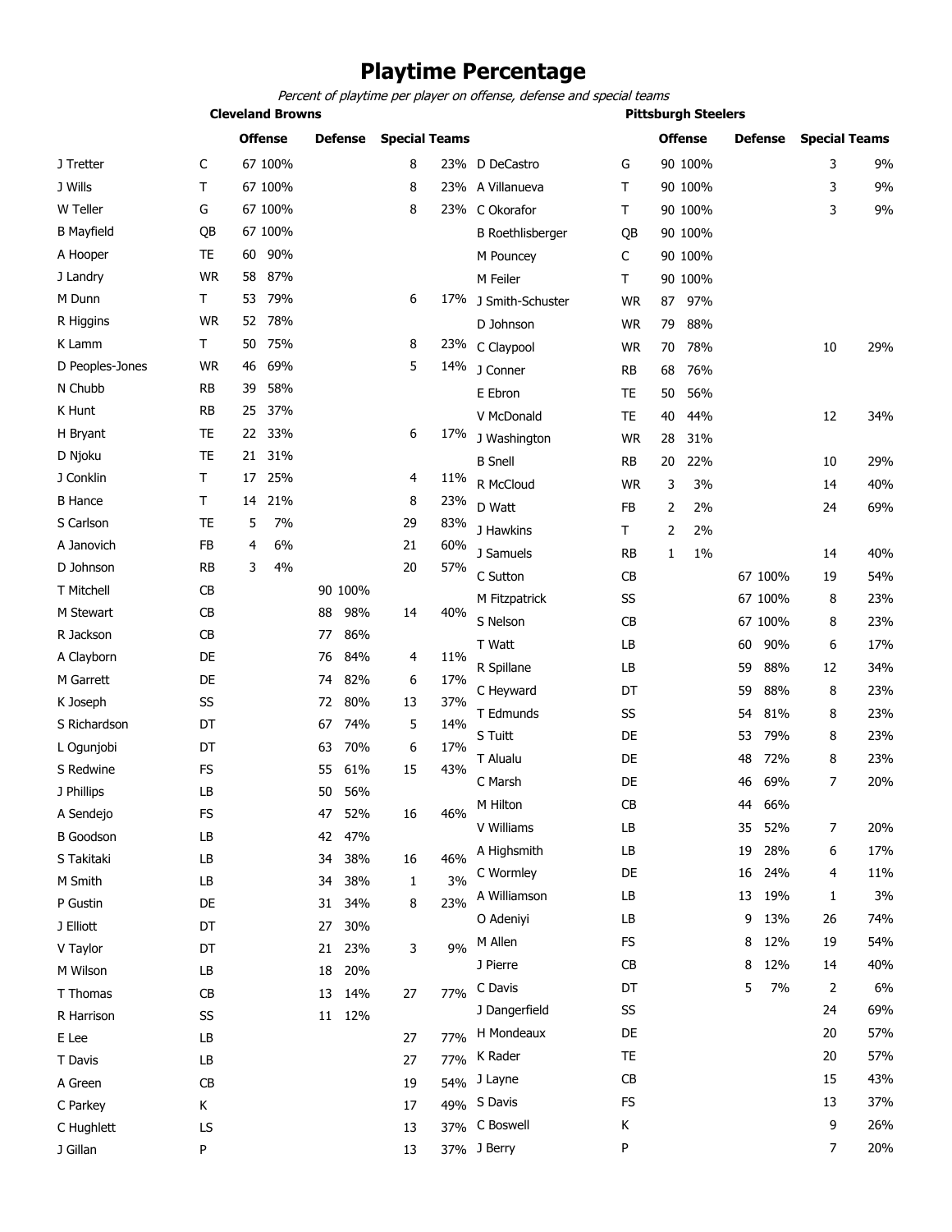# Playtime Percentage

*Percent of playtime per player on offense, defense and special teams*

## Cleveland Browns

| Player | Pos | Offense | | Defense | | Special Teams | |
|---|---|---|---|---|---|---|---|
| J Tretter | C | 67 | 100% | | | 8 | 23% |
| J Wills | T | 67 | 100% | | | 8 | 23% |
| W Teller | G | 67 | 100% | | | 8 | 23% |
| B Mayfield | QB | 67 | 100% | | | | |
| A Hooper | TE | 60 | 90% | | | | |
| J Landry | WR | 58 | 87% | | | | |
| M Dunn | T | 53 | 79% | | | 6 | 17% |
| R Higgins | WR | 52 | 78% | | | | |
| K Lamm | T | 50 | 75% | | | 8 | 23% |
| D Peoples-Jones | WR | 46 | 69% | | | 5 | 14% |
| N Chubb | RB | 39 | 58% | | | | |
| K Hunt | RB | 25 | 37% | | | | |
| H Bryant | TE | 22 | 33% | | | 6 | 17% |
| D Njoku | TE | 21 | 31% | | | | |
| J Conklin | T | 17 | 25% | | | 4 | 11% |
| B Hance | T | 14 | 21% | | | 8 | 23% |
| S Carlson | TE | 5 | 7% | | | 29 | 83% |
| A Janovich | FB | 4 | 6% | | | 21 | 60% |
| D Johnson | RB | 3 | 4% | | | 20 | 57% |
| T Mitchell | CB | | | 90 | 100% | | |
| M Stewart | CB | | | 88 | 98% | 14 | 40% |
| R Jackson | CB | | | 77 | 86% | | |
| A Clayborn | DE | | | 76 | 84% | 4 | 11% |
| M Garrett | DE | | | 74 | 82% | 6 | 17% |
| K Joseph | SS | | | 72 | 80% | 13 | 37% |
| S Richardson | DT | | | 67 | 74% | 5 | 14% |
| L Ogunjobi | DT | | | 63 | 70% | 6 | 17% |
| S Redwine | FS | | | 55 | 61% | 15 | 43% |
| J Phillips | LB | | | 50 | 56% | | |
| A Sendejo | FS | | | 47 | 52% | 16 | 46% |
| B Goodson | LB | | | 42 | 47% | | |
| S Takitaki | LB | | | 34 | 38% | 16 | 46% |
| M Smith | LB | | | 34 | 38% | 1 | 3% |
| P Gustin | DE | | | 31 | 34% | 8 | 23% |
| J Elliott | DT | | | 27 | 30% | | |
| V Taylor | DT | | | 21 | 23% | 3 | 9% |
| M Wilson | LB | | | 18 | 20% | | |
| T Thomas | CB | | | 13 | 14% | 27 | 77% |
| R Harrison | SS | | | 11 | 12% | | |
| E Lee | LB | | | | | 27 | 77% |
| T Davis | LB | | | | | 27 | 77% |
| A Green | CB | | | | | 19 | 54% |
| C Parkey | K | | | | | 17 | 49% |
| C Hughlett | LS | | | | | 13 | 37% |
| J Gillan | P | | | | | 13 | 37% |

## Pittsburgh Steelers

| Player | Pos | Offense | | Defense | | Special Teams | |
|---|---|---|---|---|---|---|---|
| D DeCastro | G | 90 | 100% | | | 3 | 9% |
| A Villanueva | T | 90 | 100% | | | 3 | 9% |
| C Okorafor | T | 90 | 100% | | | 3 | 9% |
| B Roethlisberger | QB | 90 | 100% | | | | |
| M Pouncey | C | 90 | 100% | | | | |
| M Feiler | T | 90 | 100% | | | | |
| J Smith-Schuster | WR | 87 | 97% | | | | |
| D Johnson | WR | 79 | 88% | | | | |
| C Claypool | WR | 70 | 78% | | | 10 | 29% |
| J Conner | RB | 68 | 76% | | | | |
| E Ebron | TE | 50 | 56% | | | | |
| V McDonald | TE | 40 | 44% | | | 12 | 34% |
| J Washington | WR | 28 | 31% | | | | |
| B Snell | RB | 20 | 22% | | | 10 | 29% |
| R McCloud | WR | 3 | 3% | | | 14 | 40% |
| D Watt | FB | 2 | 2% | | | 24 | 69% |
| J Hawkins | T | 2 | 2% | | | | |
| J Samuels | RB | 1 | 1% | | | 14 | 40% |
| C Sutton | CB | | | 67 | 100% | 19 | 54% |
| M Fitzpatrick | SS | | | 67 | 100% | 8 | 23% |
| S Nelson | CB | | | 67 | 100% | 8 | 23% |
| T Watt | LB | | | 60 | 90% | 6 | 17% |
| R Spillane | LB | | | 59 | 88% | 12 | 34% |
| C Heyward | DT | | | 59 | 88% | 8 | 23% |
| T Edmunds | SS | | | 54 | 81% | 8 | 23% |
| S Tuitt | DE | | | 53 | 79% | 8 | 23% |
| T Alualu | DE | | | 48 | 72% | 8 | 23% |
| C Marsh | DE | | | 46 | 69% | 7 | 20% |
| M Hilton | CB | | | 44 | 66% | | |
| V Williams | LB | | | 35 | 52% | 7 | 20% |
| A Highsmith | LB | | | 19 | 28% | 6 | 17% |
| C Wormley | DE | | | 16 | 24% | 4 | 11% |
| A Williamson | LB | | | 13 | 19% | 1 | 3% |
| O Adeniyi | LB | | | 9 | 13% | 26 | 74% |
| M Allen | FS | | | 8 | 12% | 19 | 54% |
| J Pierre | CB | | | 8 | 12% | 14 | 40% |
| C Davis | DT | | | 5 | 7% | 2 | 6% |
| J Dangerfield | SS | | | | | 24 | 69% |
| H Mondeaux | DE | | | | | 20 | 57% |
| K Rader | TE | | | | | 20 | 57% |
| J Layne | CB | | | | | 15 | 43% |
| S Davis | FS | | | | | 13 | 37% |
| C Boswell | K | | | | | 9 | 26% |
| J Berry | P | | | | | 7 | 20% |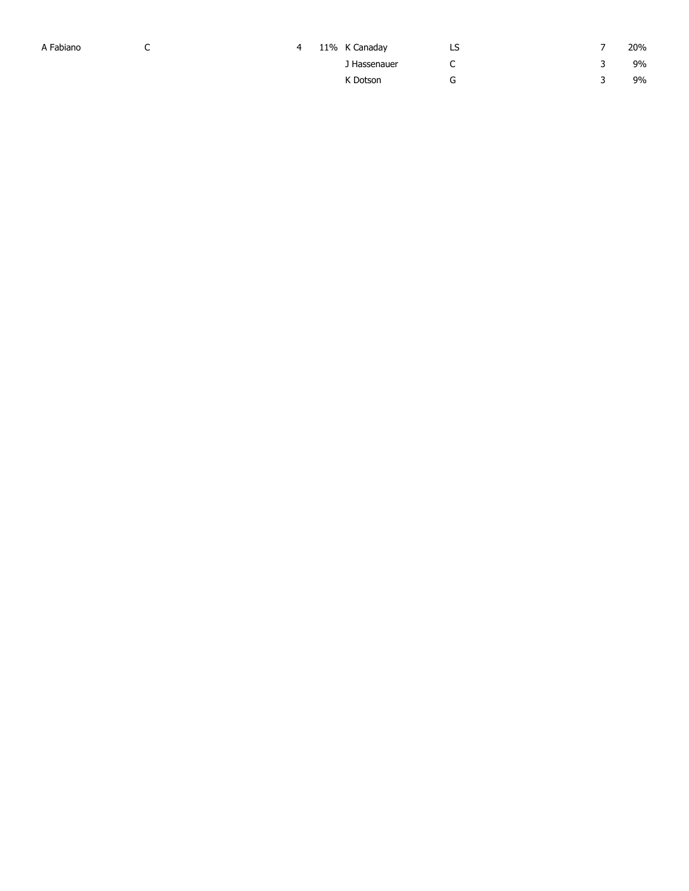| | | | | | | | |
|---|---|---|---|---|---|---|---|
| A Fabiano | C | 4 | 11% | K Canaday | LS | 7 | 20% |
| | | | | J Hassenauer | C | 3 | 9% |
| | | | | K Dotson | G | 3 | 9% |